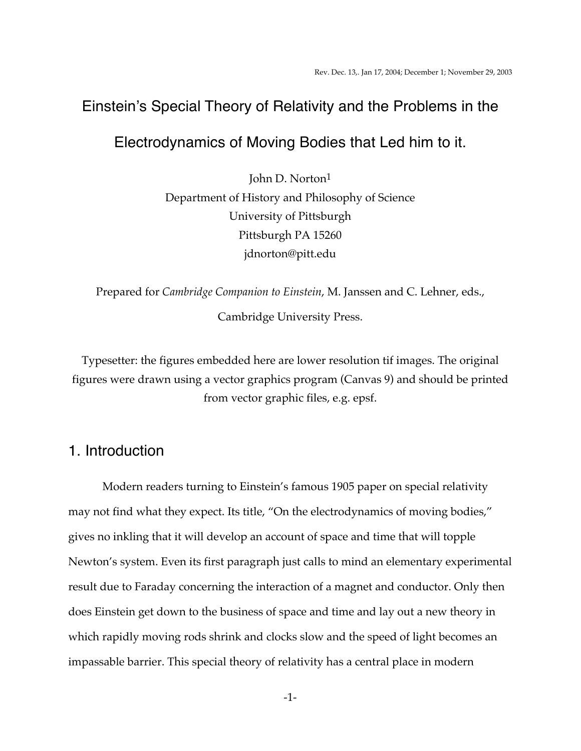Rev. Dec. 13,. Jan 17, 2004; December 1; November 29, 2003

# Einstein's Special Theory of Relativity and the Problems in the Electrodynamics of Moving Bodies that Led him to it.

John D. Norton[1]
Department of History and Philosophy of Science
University of Pittsburgh
Pittsburgh PA 15260
jdnorton@pitt.edu

Prepared for *Cambridge Companion to Einstein*, M. Janssen and C. Lehner, eds., Cambridge University Press.

Typesetter: the figures embedded here are lower resolution tif images. The original figures were drawn using a vector graphics program (Canvas 9) and should be printed from vector graphic files, e.g. epsf.

## 1. Introduction

Modern readers turning to Einstein's famous 1905 paper on special relativity may not find what they expect. Its title, "On the electrodynamics of moving bodies," gives no inkling that it will develop an account of space and time that will topple Newton's system. Even its first paragraph just calls to mind an elementary experimental result due to Faraday concerning the interaction of a magnet and conductor. Only then does Einstein get down to the business of space and time and lay out a new theory in which rapidly moving rods shrink and clocks slow and the speed of light becomes an impassable barrier. This special theory of relativity has a central place in modern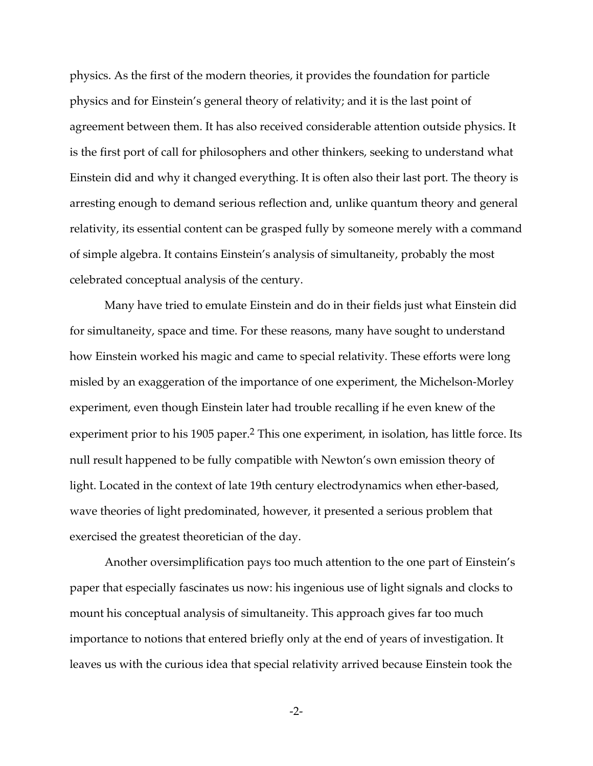physics. As the first of the modern theories, it provides the foundation for particle physics and for Einstein's general theory of relativity; and it is the last point of agreement between them. It has also received considerable attention outside physics. It is the first port of call for philosophers and other thinkers, seeking to understand what Einstein did and why it changed everything. It is often also their last port. The theory is arresting enough to demand serious reflection and, unlike quantum theory and general relativity, its essential content can be grasped fully by someone merely with a command of simple algebra. It contains Einstein's analysis of simultaneity, probably the most celebrated conceptual analysis of the century.

Many have tried to emulate Einstein and do in their fields just what Einstein did for simultaneity, space and time. For these reasons, many have sought to understand how Einstein worked his magic and came to special relativity. These efforts were long misled by an exaggeration of the importance of one experiment, the Michelson-Morley experiment, even though Einstein later had trouble recalling if he even knew of the experiment prior to his 1905 paper.[2] This one experiment, in isolation, has little force. Its null result happened to be fully compatible with Newton's own emission theory of light. Located in the context of late 19th century electrodynamics when ether-based, wave theories of light predominated, however, it presented a serious problem that exercised the greatest theoretician of the day.

Another oversimplification pays too much attention to the one part of Einstein's paper that especially fascinates us now: his ingenious use of light signals and clocks to mount his conceptual analysis of simultaneity. This approach gives far too much importance to notions that entered briefly only at the end of years of investigation. It leaves us with the curious idea that special relativity arrived because Einstein took the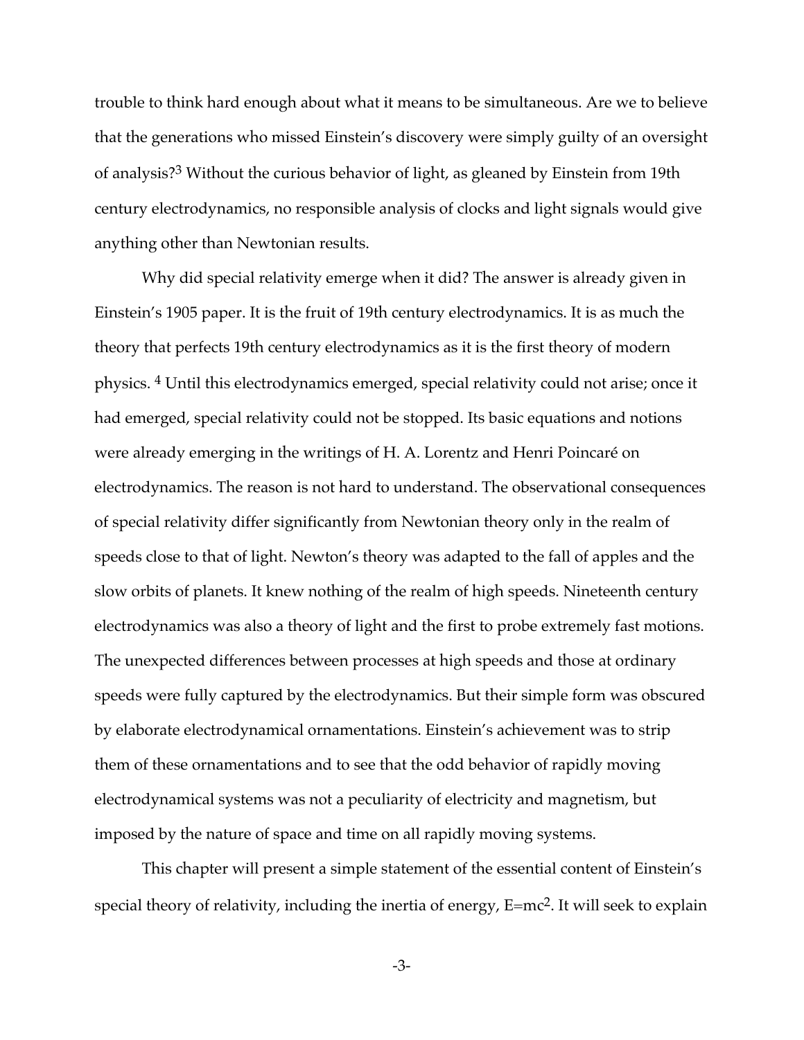trouble to think hard enough about what it means to be simultaneous. Are we to believe that the generations who missed Einstein's discovery were simply guilty of an oversight of analysis?[3] Without the curious behavior of light, as gleaned by Einstein from 19th century electrodynamics, no responsible analysis of clocks and light signals would give anything other than Newtonian results.

Why did special relativity emerge when it did? The answer is already given in Einstein's 1905 paper. It is the fruit of 19th century electrodynamics. It is as much the theory that perfects 19th century electrodynamics as it is the first theory of modern physics. [4] Until this electrodynamics emerged, special relativity could not arise; once it had emerged, special relativity could not be stopped. Its basic equations and notions were already emerging in the writings of H. A. Lorentz and Henri Poincaré on electrodynamics. The reason is not hard to understand. The observational consequences of special relativity differ significantly from Newtonian theory only in the realm of speeds close to that of light. Newton's theory was adapted to the fall of apples and the slow orbits of planets. It knew nothing of the realm of high speeds. Nineteenth century electrodynamics was also a theory of light and the first to probe extremely fast motions. The unexpected differences between processes at high speeds and those at ordinary speeds were fully captured by the electrodynamics. But their simple form was obscured by elaborate electrodynamical ornamentations. Einstein's achievement was to strip them of these ornamentations and to see that the odd behavior of rapidly moving electrodynamical systems was not a peculiarity of electricity and magnetism, but imposed by the nature of space and time on all rapidly moving systems.

This chapter will present a simple statement of the essential content of Einstein's special theory of relativity, including the inertia of energy, $E=mc^2$. It will seek to explain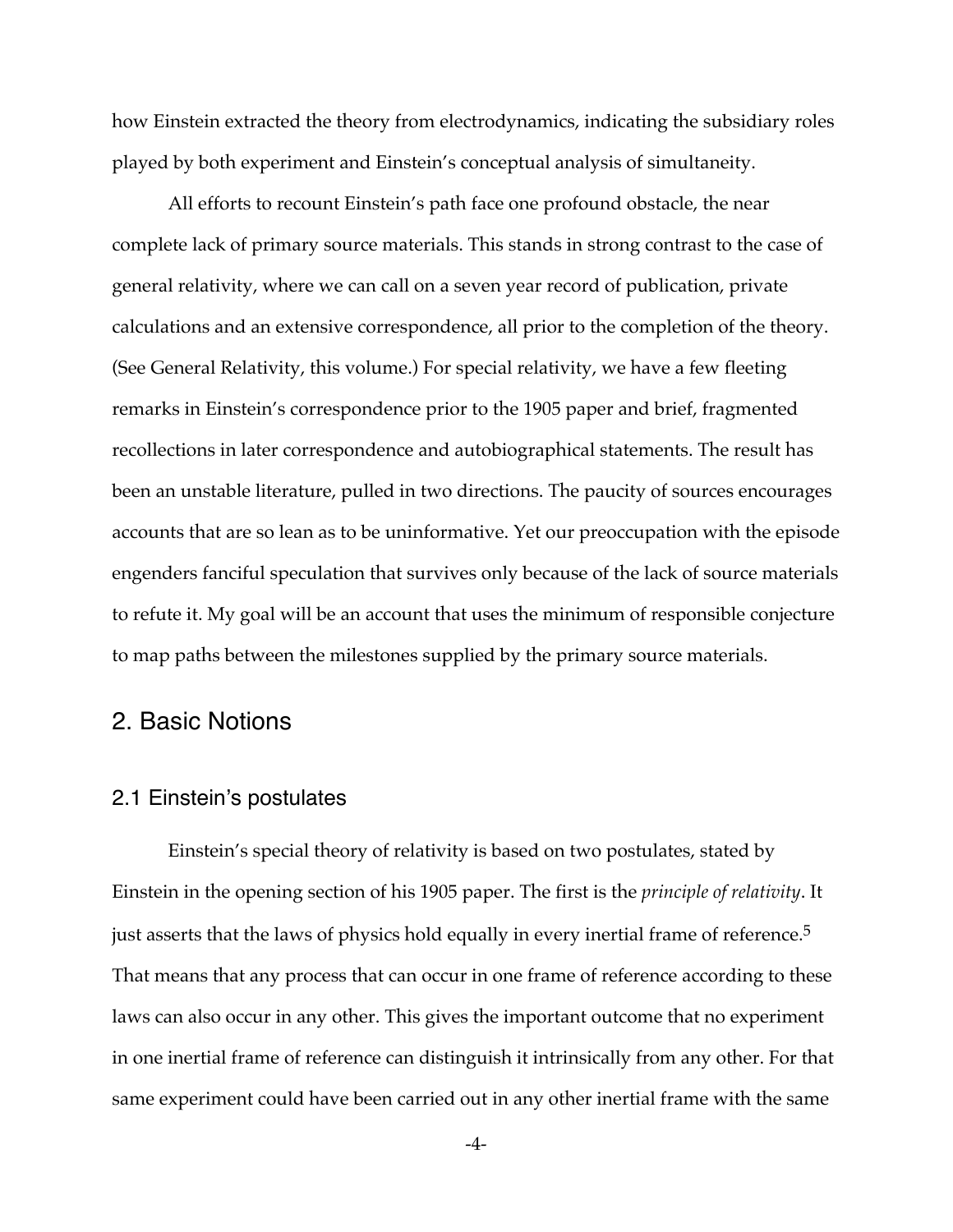how Einstein extracted the theory from electrodynamics, indicating the subsidiary roles played by both experiment and Einstein's conceptual analysis of simultaneity.

All efforts to recount Einstein's path face one profound obstacle, the near complete lack of primary source materials. This stands in strong contrast to the case of general relativity, where we can call on a seven year record of publication, private calculations and an extensive correspondence, all prior to the completion of the theory. (See General Relativity, this volume.) For special relativity, we have a few fleeting remarks in Einstein's correspondence prior to the 1905 paper and brief, fragmented recollections in later correspondence and autobiographical statements. The result has been an unstable literature, pulled in two directions. The paucity of sources encourages accounts that are so lean as to be uninformative. Yet our preoccupation with the episode engenders fanciful speculation that survives only because of the lack of source materials to refute it. My goal will be an account that uses the minimum of responsible conjecture to map paths between the milestones supplied by the primary source materials.

## 2. Basic Notions

### 2.1 Einstein's postulates

Einstein's special theory of relativity is based on two postulates, stated by Einstein in the opening section of his 1905 paper. The first is the *principle of relativity*. It just asserts that the laws of physics hold equally in every inertial frame of reference.[5] That means that any process that can occur in one frame of reference according to these laws can also occur in any other. This gives the important outcome that no experiment in one inertial frame of reference can distinguish it intrinsically from any other. For that same experiment could have been carried out in any other inertial frame with the same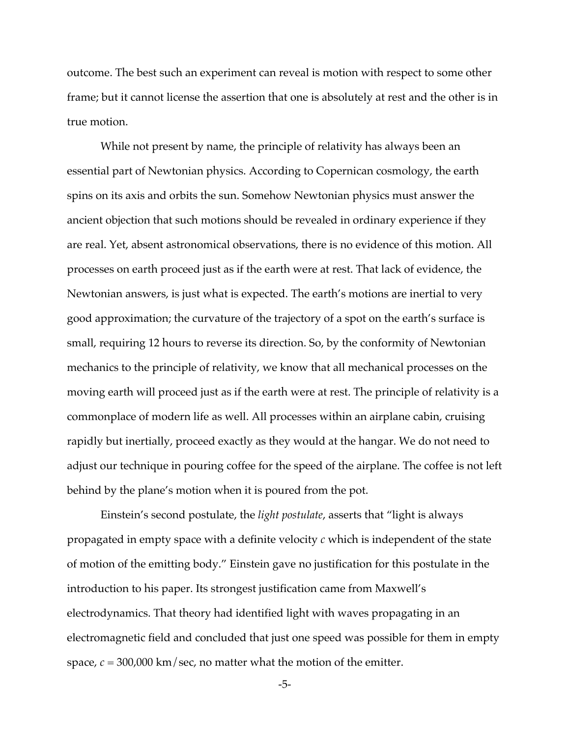outcome. The best such an experiment can reveal is motion with respect to some other frame; but it cannot license the assertion that one is absolutely at rest and the other is in true motion.

While not present by name, the principle of relativity has always been an essential part of Newtonian physics. According to Copernican cosmology, the earth spins on its axis and orbits the sun. Somehow Newtonian physics must answer the ancient objection that such motions should be revealed in ordinary experience if they are real. Yet, absent astronomical observations, there is no evidence of this motion. All processes on earth proceed just as if the earth were at rest. That lack of evidence, the Newtonian answers, is just what is expected. The earth's motions are inertial to very good approximation; the curvature of the trajectory of a spot on the earth's surface is small, requiring 12 hours to reverse its direction. So, by the conformity of Newtonian mechanics to the principle of relativity, we know that all mechanical processes on the moving earth will proceed just as if the earth were at rest. The principle of relativity is a commonplace of modern life as well. All processes within an airplane cabin, cruising rapidly but inertially, proceed exactly as they would at the hangar. We do not need to adjust our technique in pouring coffee for the speed of the airplane. The coffee is not left behind by the plane's motion when it is poured from the pot.

Einstein's second postulate, the *light postulate*, asserts that "light is always propagated in empty space with a definite velocity $c$ which is independent of the state of motion of the emitting body." Einstein gave no justification for this postulate in the introduction to his paper. Its strongest justification came from Maxwell's electrodynamics. That theory had identified light with waves propagating in an electromagnetic field and concluded that just one speed was possible for them in empty space, $c = 300,000$ km/sec, no matter what the motion of the emitter.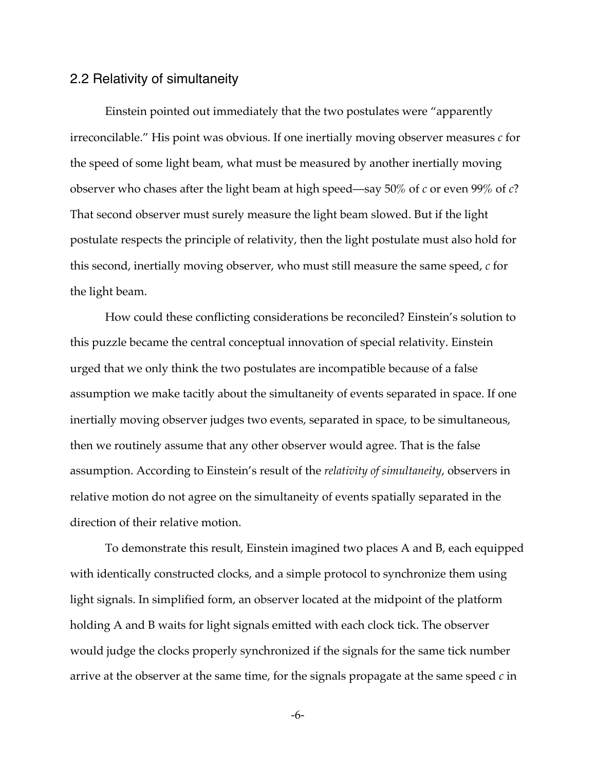## 2.2 Relativity of simultaneity

Einstein pointed out immediately that the two postulates were "apparently irreconcilable." His point was obvious. If one inertially moving observer measures $c$ for the speed of some light beam, what must be measured by another inertially moving observer who chases after the light beam at high speed—say 50% of $c$ or even 99% of $c$? That second observer must surely measure the light beam slowed. But if the light postulate respects the principle of relativity, then the light postulate must also hold for this second, inertially moving observer, who must still measure the same speed, $c$ for the light beam.

How could these conflicting considerations be reconciled? Einstein's solution to this puzzle became the central conceptual innovation of special relativity. Einstein urged that we only think the two postulates are incompatible because of a false assumption we make tacitly about the simultaneity of events separated in space. If one inertially moving observer judges two events, separated in space, to be simultaneous, then we routinely assume that any other observer would agree. That is the false assumption. According to Einstein's result of the *relativity of simultaneity*, observers in relative motion do not agree on the simultaneity of events spatially separated in the direction of their relative motion.

To demonstrate this result, Einstein imagined two places A and B, each equipped with identically constructed clocks, and a simple protocol to synchronize them using light signals. In simplified form, an observer located at the midpoint of the platform holding A and B waits for light signals emitted with each clock tick. The observer would judge the clocks properly synchronized if the signals for the same tick number arrive at the observer at the same time, for the signals propagate at the same speed $c$ in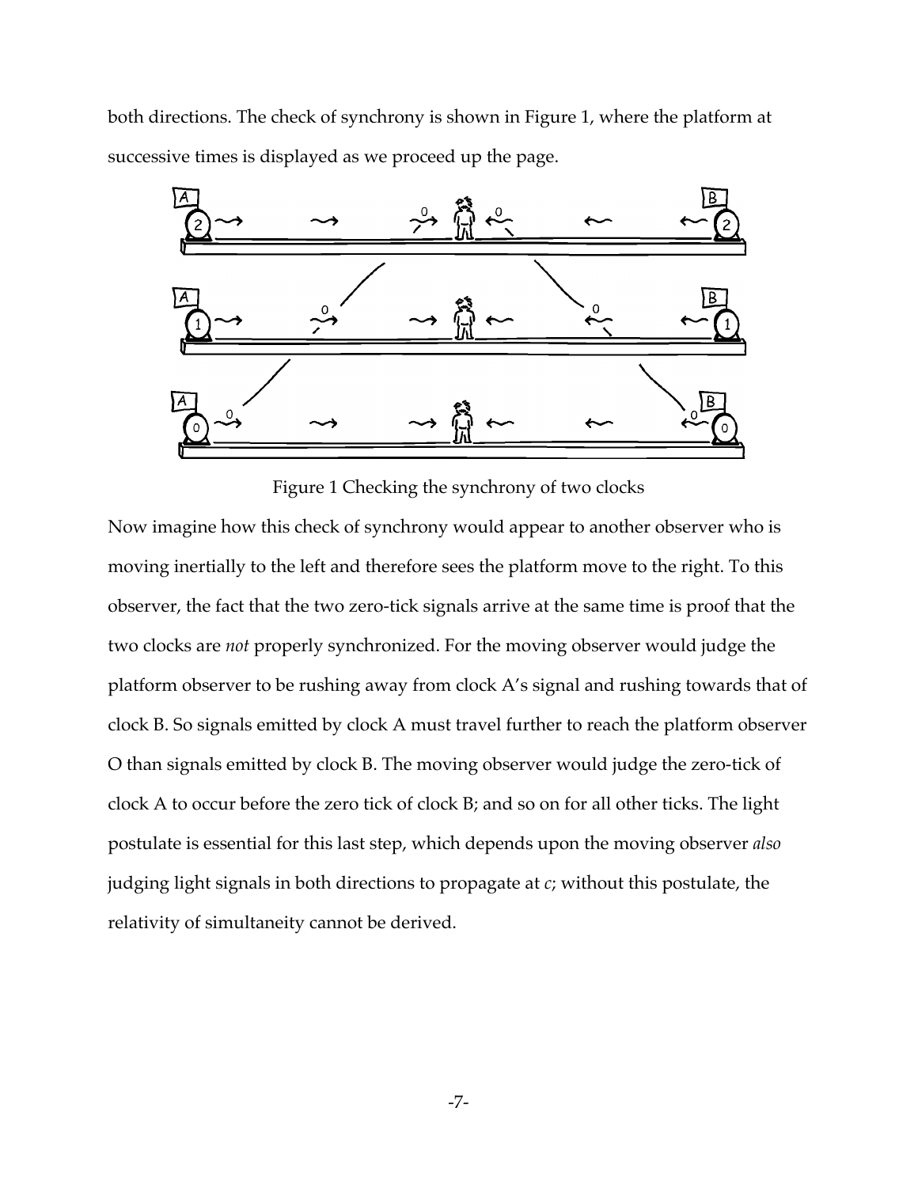both directions. The check of synchrony is shown in Figure 1, where the platform at successive times is displayed as we proceed up the page.

Figure 1 Checking the synchrony of two clocks

Now imagine how this check of synchrony would appear to another observer who is moving inertially to the left and therefore sees the platform move to the right. To this observer, the fact that the two zero-tick signals arrive at the same time is proof that the two clocks are *not* properly synchronized. For the moving observer would judge the platform observer to be rushing away from clock A's signal and rushing towards that of clock B. So signals emitted by clock A must travel further to reach the platform observer O than signals emitted by clock B. The moving observer would judge the zero-tick of clock A to occur before the zero tick of clock B; and so on for all other ticks. The light postulate is essential for this last step, which depends upon the moving observer *also* judging light signals in both directions to propagate at *c*; without this postulate, the relativity of simultaneity cannot be derived.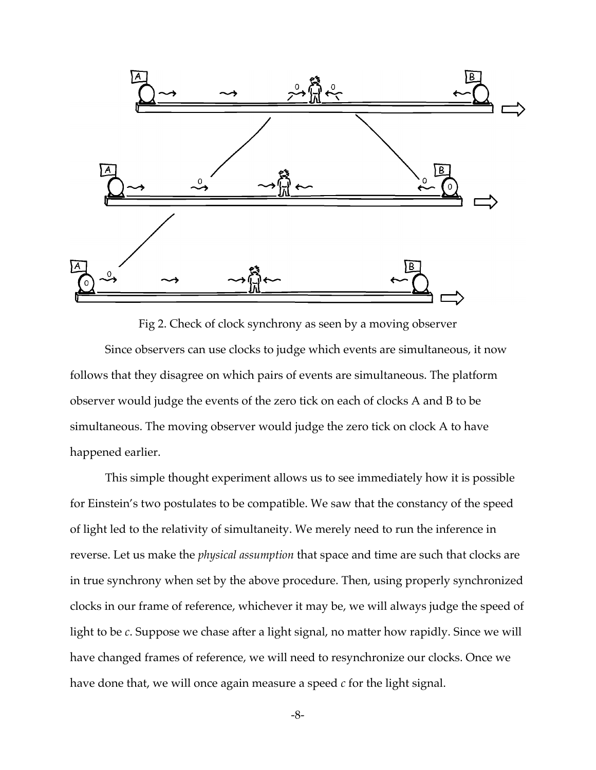Fig 2. Check of clock synchrony as seen by a moving observer

Since observers can use clocks to judge which events are simultaneous, it now follows that they disagree on which pairs of events are simultaneous. The platform observer would judge the events of the zero tick on each of clocks A and B to be simultaneous. The moving observer would judge the zero tick on clock A to have happened earlier.

This simple thought experiment allows us to see immediately how it is possible for Einstein's two postulates to be compatible. We saw that the constancy of the speed of light led to the relativity of simultaneity. We merely need to run the inference in reverse. Let us make the *physical assumption* that space and time are such that clocks are in true synchrony when set by the above procedure. Then, using properly synchronized clocks in our frame of reference, whichever it may be, we will always judge the speed of light to be $c$. Suppose we chase after a light signal, no matter how rapidly. Since we will have changed frames of reference, we will need to resynchronize our clocks. Once we have done that, we will once again measure a speed $c$ for the light signal.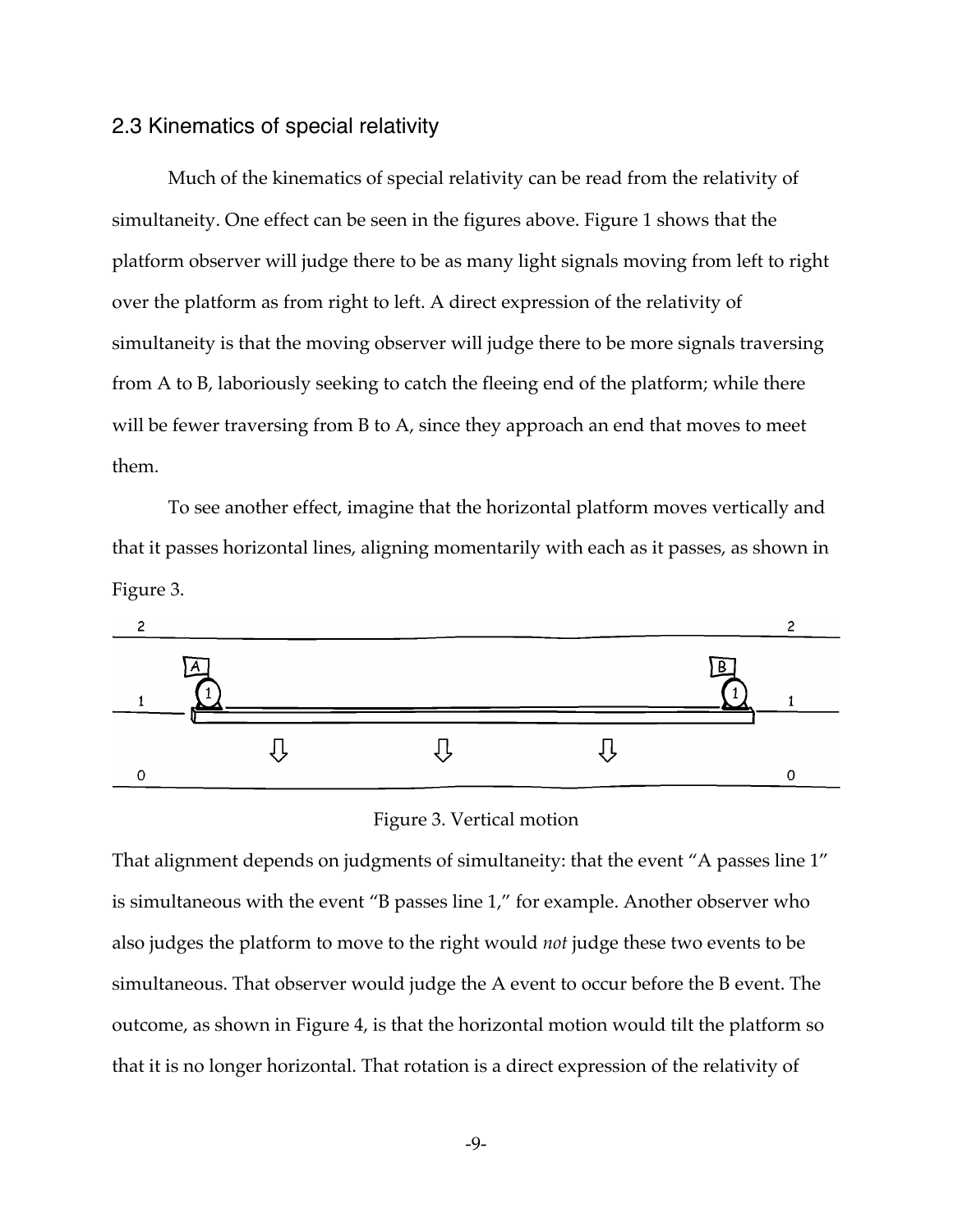## 2.3 Kinematics of special relativity

Much of the kinematics of special relativity can be read from the relativity of simultaneity. One effect can be seen in the figures above. Figure 1 shows that the platform observer will judge there to be as many light signals moving from left to right over the platform as from right to left. A direct expression of the relativity of simultaneity is that the moving observer will judge there to be more signals traversing from A to B, laboriously seeking to catch the fleeing end of the platform; while there will be fewer traversing from B to A, since they approach an end that moves to meet them.

To see another effect, imagine that the horizontal platform moves vertically and that it passes horizontal lines, aligning momentarily with each as it passes, as shown in Figure 3.

Figure 3. Vertical motion

That alignment depends on judgments of simultaneity: that the event "A passes line 1" is simultaneous with the event "B passes line 1," for example. Another observer who also judges the platform to move to the right would *not* judge these two events to be simultaneous. That observer would judge the A event to occur before the B event. The outcome, as shown in Figure 4, is that the horizontal motion would tilt the platform so that it is no longer horizontal. That rotation is a direct expression of the relativity of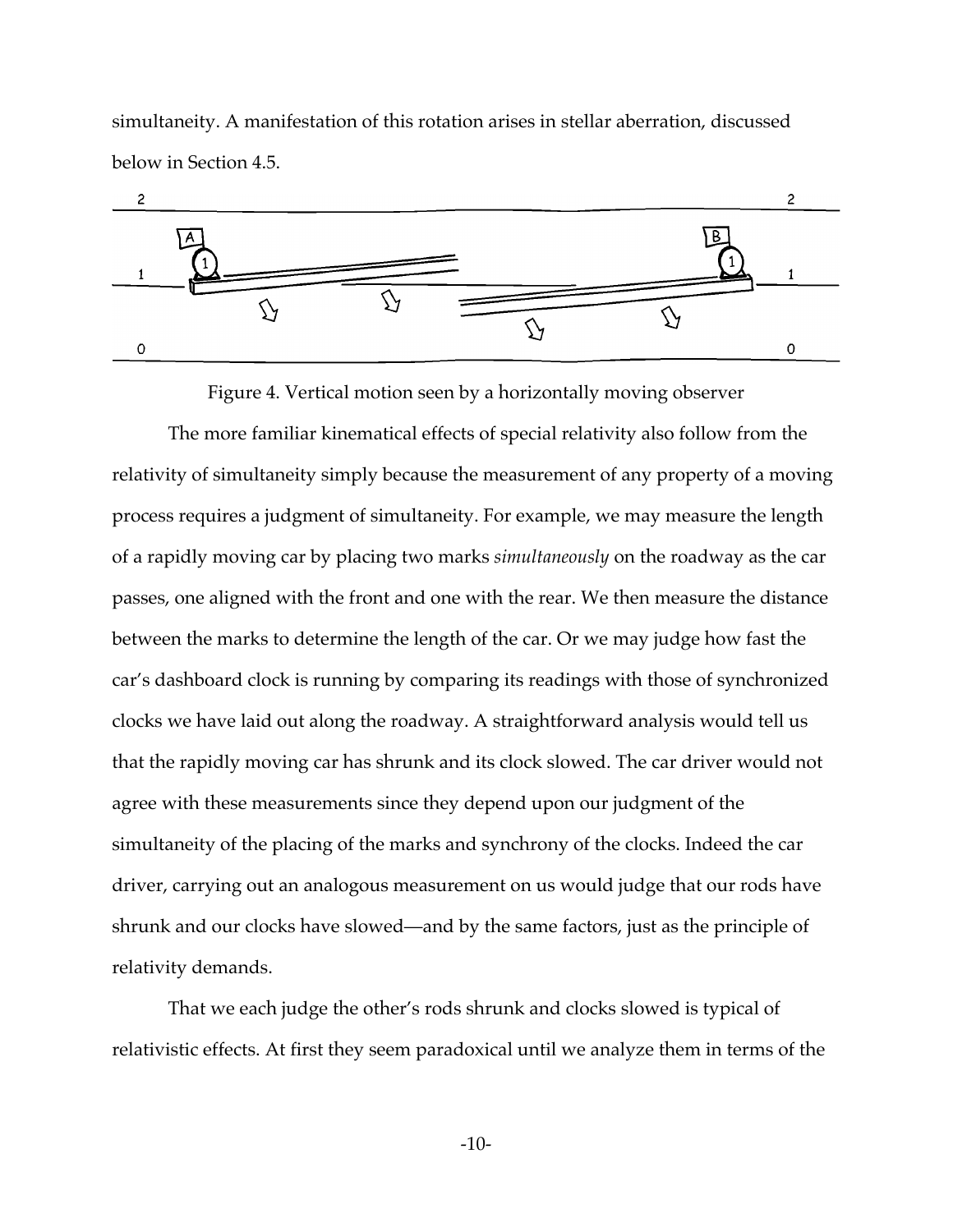simultaneity. A manifestation of this rotation arises in stellar aberration, discussed below in Section 4.5.

Figure 4. Vertical motion seen by a horizontally moving observer

The more familiar kinematical effects of special relativity also follow from the relativity of simultaneity simply because the measurement of any property of a moving process requires a judgment of simultaneity. For example, we may measure the length of a rapidly moving car by placing two marks *simultaneously* on the roadway as the car passes, one aligned with the front and one with the rear. We then measure the distance between the marks to determine the length of the car. Or we may judge how fast the car's dashboard clock is running by comparing its readings with those of synchronized clocks we have laid out along the roadway. A straightforward analysis would tell us that the rapidly moving car has shrunk and its clock slowed. The car driver would not agree with these measurements since they depend upon our judgment of the simultaneity of the placing of the marks and synchrony of the clocks. Indeed the car driver, carrying out an analogous measurement on us would judge that our rods have shrunk and our clocks have slowed—and by the same factors, just as the principle of relativity demands.

That we each judge the other's rods shrunk and clocks slowed is typical of relativistic effects. At first they seem paradoxical until we analyze them in terms of the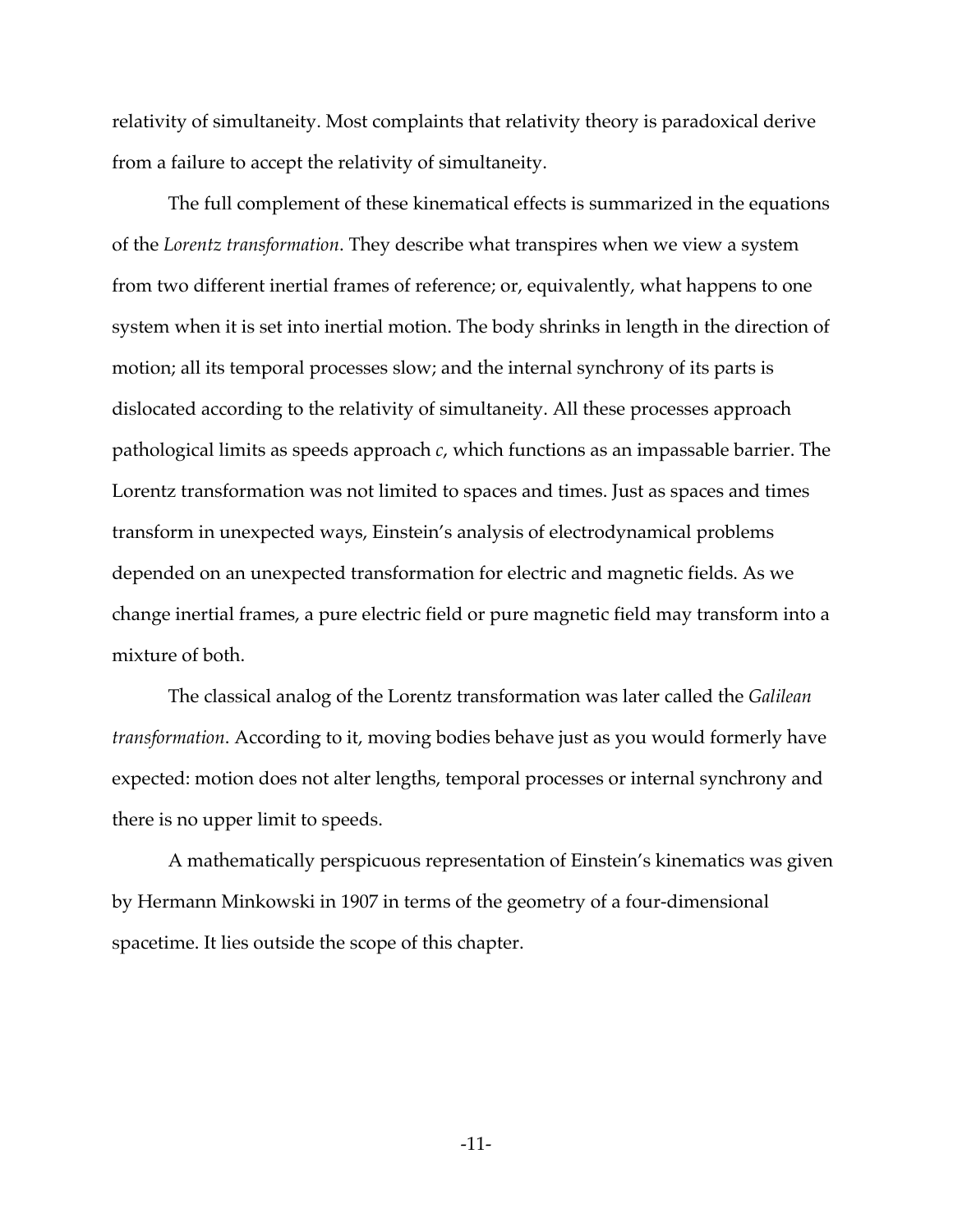relativity of simultaneity. Most complaints that relativity theory is paradoxical derive from a failure to accept the relativity of simultaneity.

The full complement of these kinematical effects is summarized in the equations of the *Lorentz transformation*. They describe what transpires when we view a system from two different inertial frames of reference; or, equivalently, what happens to one system when it is set into inertial motion. The body shrinks in length in the direction of motion; all its temporal processes slow; and the internal synchrony of its parts is dislocated according to the relativity of simultaneity. All these processes approach pathological limits as speeds approach $c$, which functions as an impassable barrier. The Lorentz transformation was not limited to spaces and times. Just as spaces and times transform in unexpected ways, Einstein's analysis of electrodynamical problems depended on an unexpected transformation for electric and magnetic fields. As we change inertial frames, a pure electric field or pure magnetic field may transform into a mixture of both.

The classical analog of the Lorentz transformation was later called the *Galilean transformation*. According to it, moving bodies behave just as you would formerly have expected: motion does not alter lengths, temporal processes or internal synchrony and there is no upper limit to speeds.

A mathematically perspicuous representation of Einstein's kinematics was given by Hermann Minkowski in 1907 in terms of the geometry of a four-dimensional spacetime. It lies outside the scope of this chapter.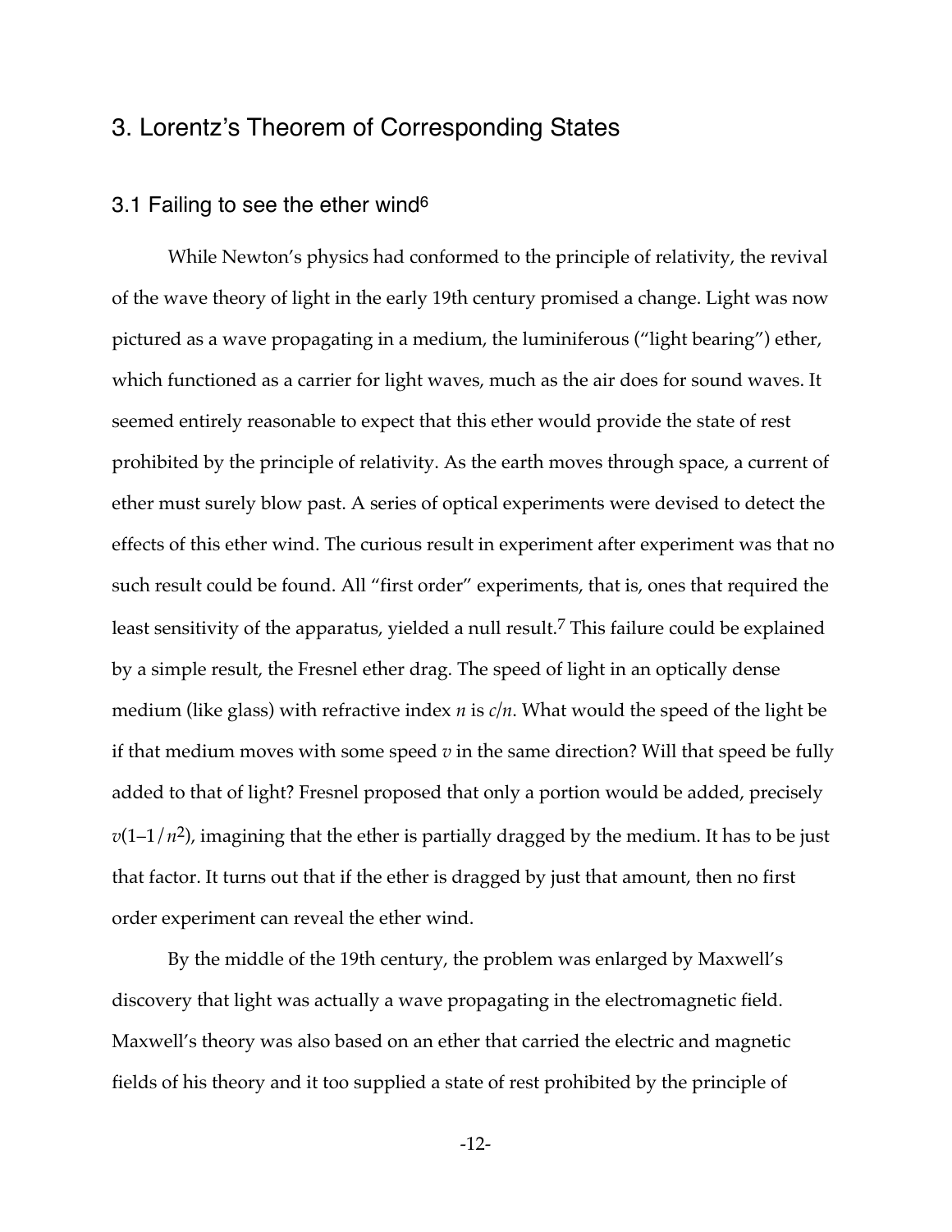## 3. Lorentz's Theorem of Corresponding States

### 3.1 Failing to see the ether wind[6]

While Newton's physics had conformed to the principle of relativity, the revival of the wave theory of light in the early 19th century promised a change. Light was now pictured as a wave propagating in a medium, the luminiferous ("light bearing") ether, which functioned as a carrier for light waves, much as the air does for sound waves. It seemed entirely reasonable to expect that this ether would provide the state of rest prohibited by the principle of relativity. As the earth moves through space, a current of ether must surely blow past. A series of optical experiments were devised to detect the effects of this ether wind. The curious result in experiment after experiment was that no such result could be found. All "first order" experiments, that is, ones that required the least sensitivity of the apparatus, yielded a null result.[7] This failure could be explained by a simple result, the Fresnel ether drag. The speed of light in an optically dense medium (like glass) with refractive index $n$ is $c/n$. What would the speed of the light be if that medium moves with some speed $v$ in the same direction? Will that speed be fully added to that of light? Fresnel proposed that only a portion would be added, precisely $v(1-1/n^2)$, imagining that the ether is partially dragged by the medium. It has to be just that factor. It turns out that if the ether is dragged by just that amount, then no first order experiment can reveal the ether wind.

By the middle of the 19th century, the problem was enlarged by Maxwell's discovery that light was actually a wave propagating in the electromagnetic field. Maxwell's theory was also based on an ether that carried the electric and magnetic fields of his theory and it too supplied a state of rest prohibited by the principle of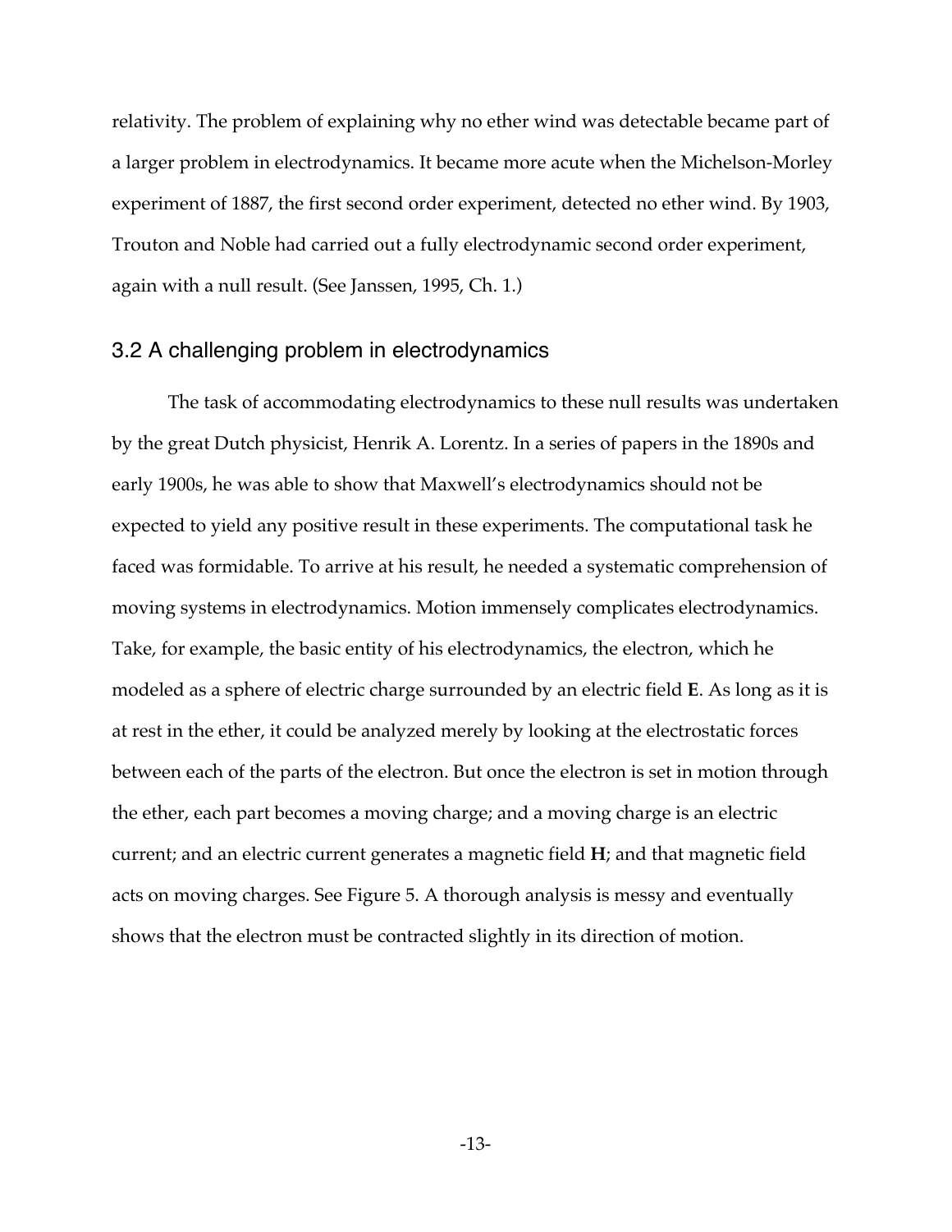relativity. The problem of explaining why no ether wind was detectable became part of a larger problem in electrodynamics. It became more acute when the Michelson-Morley experiment of 1887, the first second order experiment, detected no ether wind. By 1903, Trouton and Noble had carried out a fully electrodynamic second order experiment, again with a null result. (See Janssen, 1995, Ch. 1.)

## 3.2 A challenging problem in electrodynamics

The task of accommodating electrodynamics to these null results was undertaken by the great Dutch physicist, Henrik A. Lorentz. In a series of papers in the 1890s and early 1900s, he was able to show that Maxwell's electrodynamics should not be expected to yield any positive result in these experiments. The computational task he faced was formidable. To arrive at his result, he needed a systematic comprehension of moving systems in electrodynamics. Motion immensely complicates electrodynamics. Take, for example, the basic entity of his electrodynamics, the electron, which he modeled as a sphere of electric charge surrounded by an electric field **E**. As long as it is at rest in the ether, it could be analyzed merely by looking at the electrostatic forces between each of the parts of the electron. But once the electron is set in motion through the ether, each part becomes a moving charge; and a moving charge is an electric current; and an electric current generates a magnetic field **H**; and that magnetic field acts on moving charges. See Figure 5. A thorough analysis is messy and eventually shows that the electron must be contracted slightly in its direction of motion.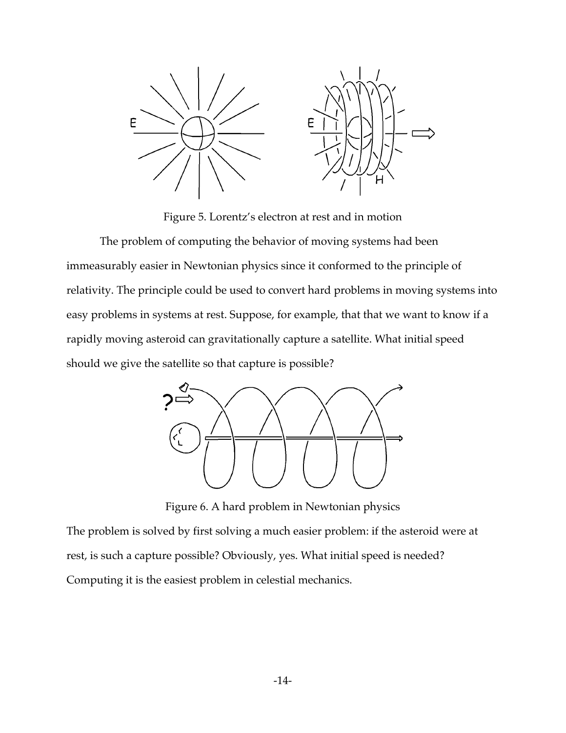Figure 5. Lorentz's electron at rest and in motion

The problem of computing the behavior of moving systems had been immeasurably easier in Newtonian physics since it conformed to the principle of relativity. The principle could be used to convert hard problems in moving systems into easy problems in systems at rest. Suppose, for example, that that we want to know if a rapidly moving asteroid can gravitationally capture a satellite. What initial speed should we give the satellite so that capture is possible?

Figure 6. A hard problem in Newtonian physics

The problem is solved by first solving a much easier problem: if the asteroid were at rest, is such a capture possible? Obviously, yes. What initial speed is needed? Computing it is the easiest problem in celestial mechanics.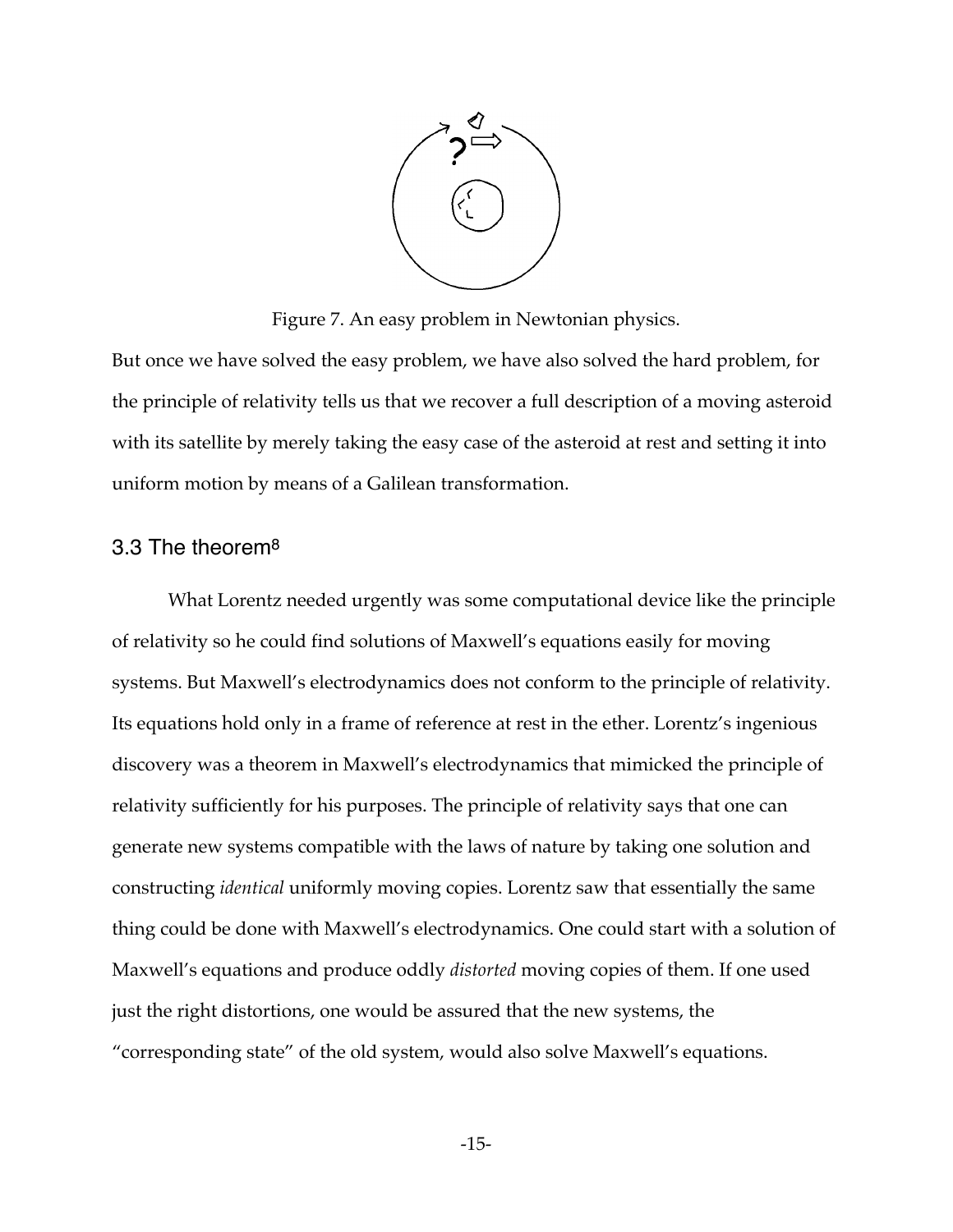Figure 7. An easy problem in Newtonian physics.

But once we have solved the easy problem, we have also solved the hard problem, for the principle of relativity tells us that we recover a full description of a moving asteroid with its satellite by merely taking the easy case of the asteroid at rest and setting it into uniform motion by means of a Galilean transformation.

### 3.3 The theorem[8]

What Lorentz needed urgently was some computational device like the principle of relativity so he could find solutions of Maxwell's equations easily for moving systems. But Maxwell's electrodynamics does not conform to the principle of relativity. Its equations hold only in a frame of reference at rest in the ether. Lorentz's ingenious discovery was a theorem in Maxwell's electrodynamics that mimicked the principle of relativity sufficiently for his purposes. The principle of relativity says that one can generate new systems compatible with the laws of nature by taking one solution and constructing *identical* uniformly moving copies. Lorentz saw that essentially the same thing could be done with Maxwell's electrodynamics. One could start with a solution of Maxwell's equations and produce oddly *distorted* moving copies of them. If one used just the right distortions, one would be assured that the new systems, the "corresponding state" of the old system, would also solve Maxwell's equations.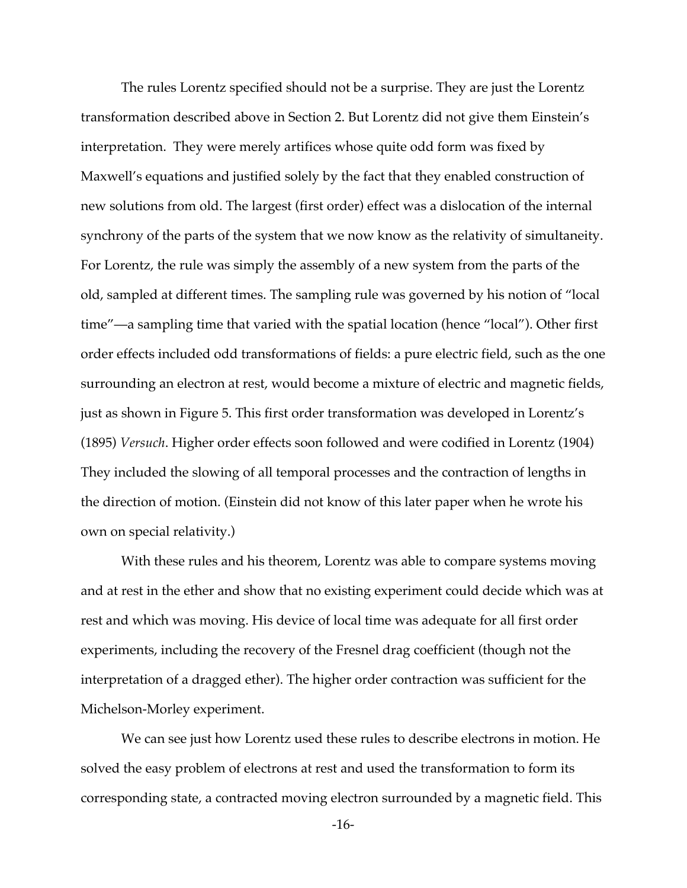The rules Lorentz specified should not be a surprise. They are just the Lorentz transformation described above in Section 2. But Lorentz did not give them Einstein's interpretation. They were merely artifices whose quite odd form was fixed by Maxwell's equations and justified solely by the fact that they enabled construction of new solutions from old. The largest (first order) effect was a dislocation of the internal synchrony of the parts of the system that we now know as the relativity of simultaneity. For Lorentz, the rule was simply the assembly of a new system from the parts of the old, sampled at different times. The sampling rule was governed by his notion of "local time"—a sampling time that varied with the spatial location (hence "local"). Other first order effects included odd transformations of fields: a pure electric field, such as the one surrounding an electron at rest, would become a mixture of electric and magnetic fields, just as shown in Figure 5. This first order transformation was developed in Lorentz's (1895) *Versuch*. Higher order effects soon followed and were codified in Lorentz (1904) They included the slowing of all temporal processes and the contraction of lengths in the direction of motion. (Einstein did not know of this later paper when he wrote his own on special relativity.)

With these rules and his theorem, Lorentz was able to compare systems moving and at rest in the ether and show that no existing experiment could decide which was at rest and which was moving. His device of local time was adequate for all first order experiments, including the recovery of the Fresnel drag coefficient (though not the interpretation of a dragged ether). The higher order contraction was sufficient for the Michelson-Morley experiment.

We can see just how Lorentz used these rules to describe electrons in motion. He solved the easy problem of electrons at rest and used the transformation to form its corresponding state, a contracted moving electron surrounded by a magnetic field. This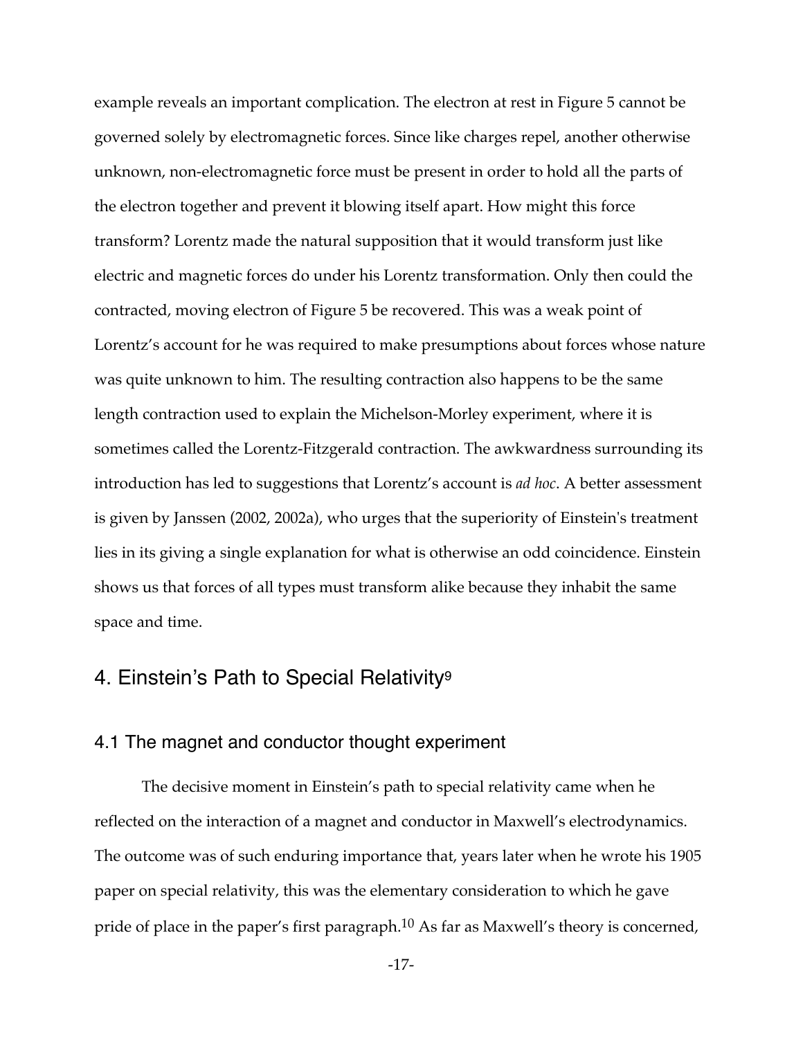example reveals an important complication. The electron at rest in Figure 5 cannot be governed solely by electromagnetic forces. Since like charges repel, another otherwise unknown, non-electromagnetic force must be present in order to hold all the parts of the electron together and prevent it blowing itself apart. How might this force transform? Lorentz made the natural supposition that it would transform just like electric and magnetic forces do under his Lorentz transformation. Only then could the contracted, moving electron of Figure 5 be recovered. This was a weak point of Lorentz's account for he was required to make presumptions about forces whose nature was quite unknown to him. The resulting contraction also happens to be the same length contraction used to explain the Michelson-Morley experiment, where it is sometimes called the Lorentz-Fitzgerald contraction. The awkwardness surrounding its introduction has led to suggestions that Lorentz's account is *ad hoc*. A better assessment is given by Janssen (2002, 2002a), who urges that the superiority of Einstein's treatment lies in its giving a single explanation for what is otherwise an odd coincidence. Einstein shows us that forces of all types must transform alike because they inhabit the same space and time.

## 4. Einstein's Path to Special Relativity[9]

### 4.1 The magnet and conductor thought experiment

The decisive moment in Einstein's path to special relativity came when he reflected on the interaction of a magnet and conductor in Maxwell's electrodynamics. The outcome was of such enduring importance that, years later when he wrote his 1905 paper on special relativity, this was the elementary consideration to which he gave pride of place in the paper's first paragraph.[10] As far as Maxwell's theory is concerned,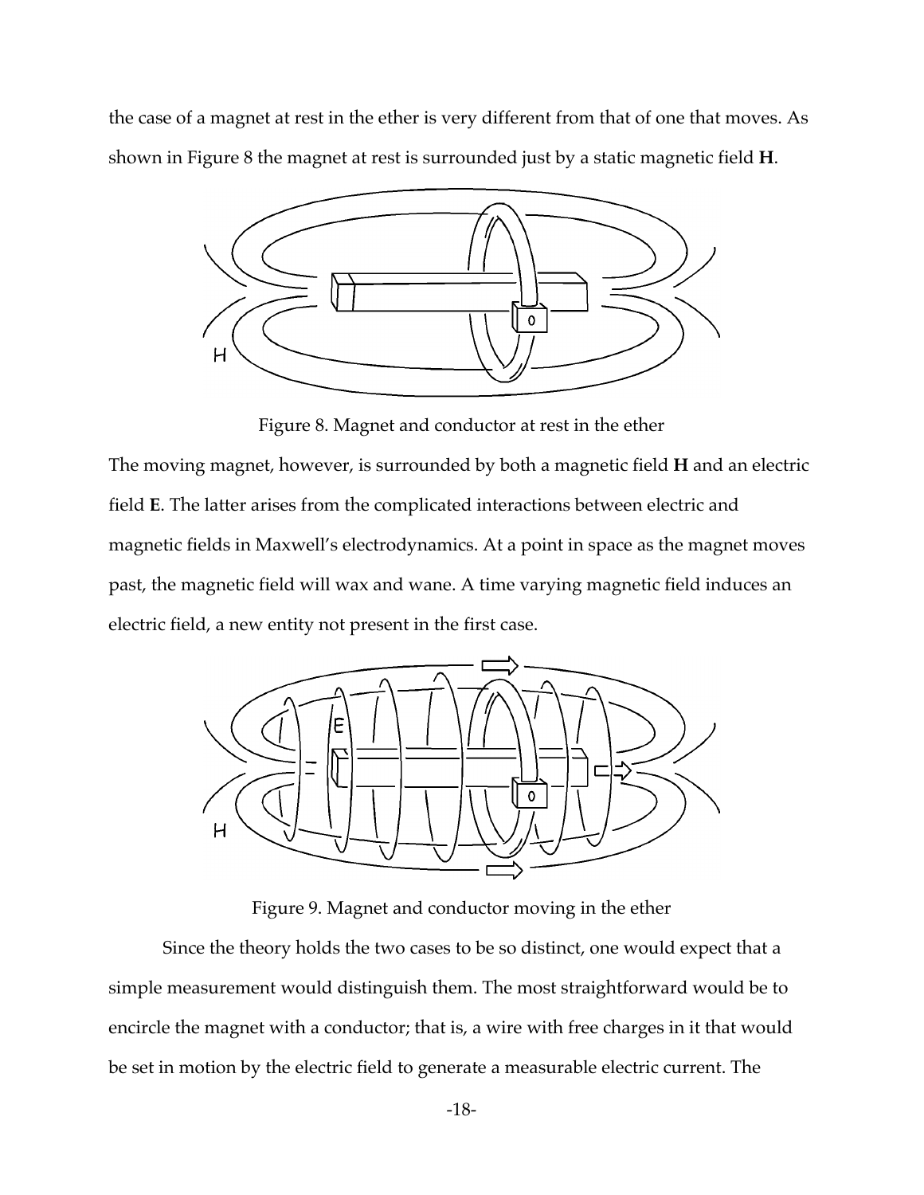the case of a magnet at rest in the ether is very different from that of one that moves. As shown in Figure 8 the magnet at rest is surrounded just by a static magnetic field **H**.

Figure 8. Magnet and conductor at rest in the ether

The moving magnet, however, is surrounded by both a magnetic field **H** and an electric field **E**. The latter arises from the complicated interactions between electric and magnetic fields in Maxwell's electrodynamics. At a point in space as the magnet moves past, the magnetic field will wax and wane. A time varying magnetic field induces an electric field, a new entity not present in the first case.

Figure 9. Magnet and conductor moving in the ether

Since the theory holds the two cases to be so distinct, one would expect that a simple measurement would distinguish them. The most straightforward would be to encircle the magnet with a conductor; that is, a wire with free charges in it that would be set in motion by the electric field to generate a measurable electric current. The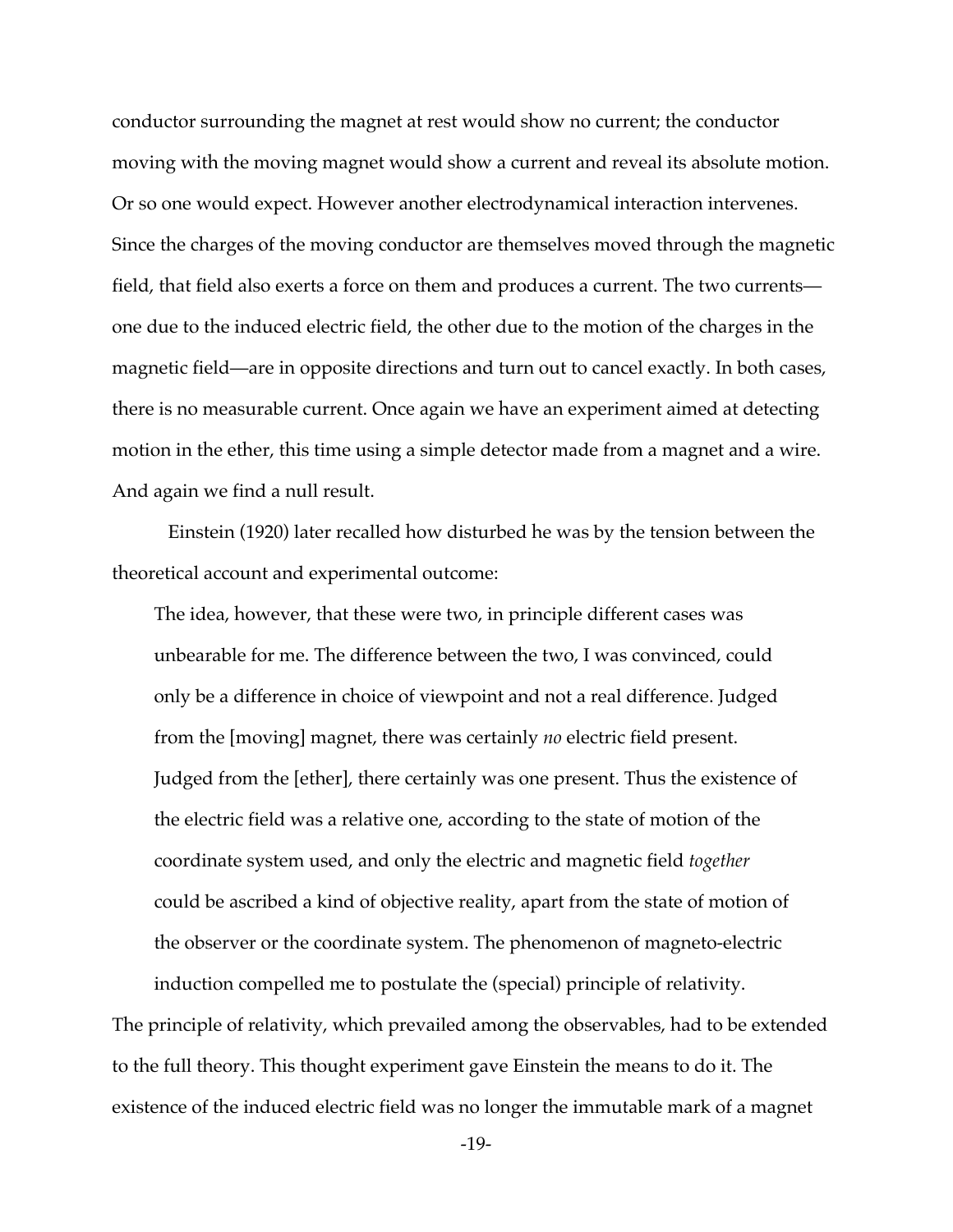conductor surrounding the magnet at rest would show no current; the conductor moving with the moving magnet would show a current and reveal its absolute motion. Or so one would expect. However another electrodynamical interaction intervenes. Since the charges of the moving conductor are themselves moved through the magnetic field, that field also exerts a force on them and produces a current. The two currents—one due to the induced electric field, the other due to the motion of the charges in the magnetic field—are in opposite directions and turn out to cancel exactly. In both cases, there is no measurable current. Once again we have an experiment aimed at detecting motion in the ether, this time using a simple detector made from a magnet and a wire. And again we find a null result.

Einstein (1920) later recalled how disturbed he was by the tension between the theoretical account and experimental outcome:

> The idea, however, that these were two, in principle different cases was unbearable for me. The difference between the two, I was convinced, could only be a difference in choice of viewpoint and not a real difference. Judged from the [moving] magnet, there was certainly *no* electric field present. Judged from the [ether], there certainly was one present. Thus the existence of the electric field was a relative one, according to the state of motion of the coordinate system used, and only the electric and magnetic field *together* could be ascribed a kind of objective reality, apart from the state of motion of the observer or the coordinate system. The phenomenon of magneto-electric induction compelled me to postulate the (special) principle of relativity.

The principle of relativity, which prevailed among the observables, had to be extended to the full theory. This thought experiment gave Einstein the means to do it. The existence of the induced electric field was no longer the immutable mark of a magnet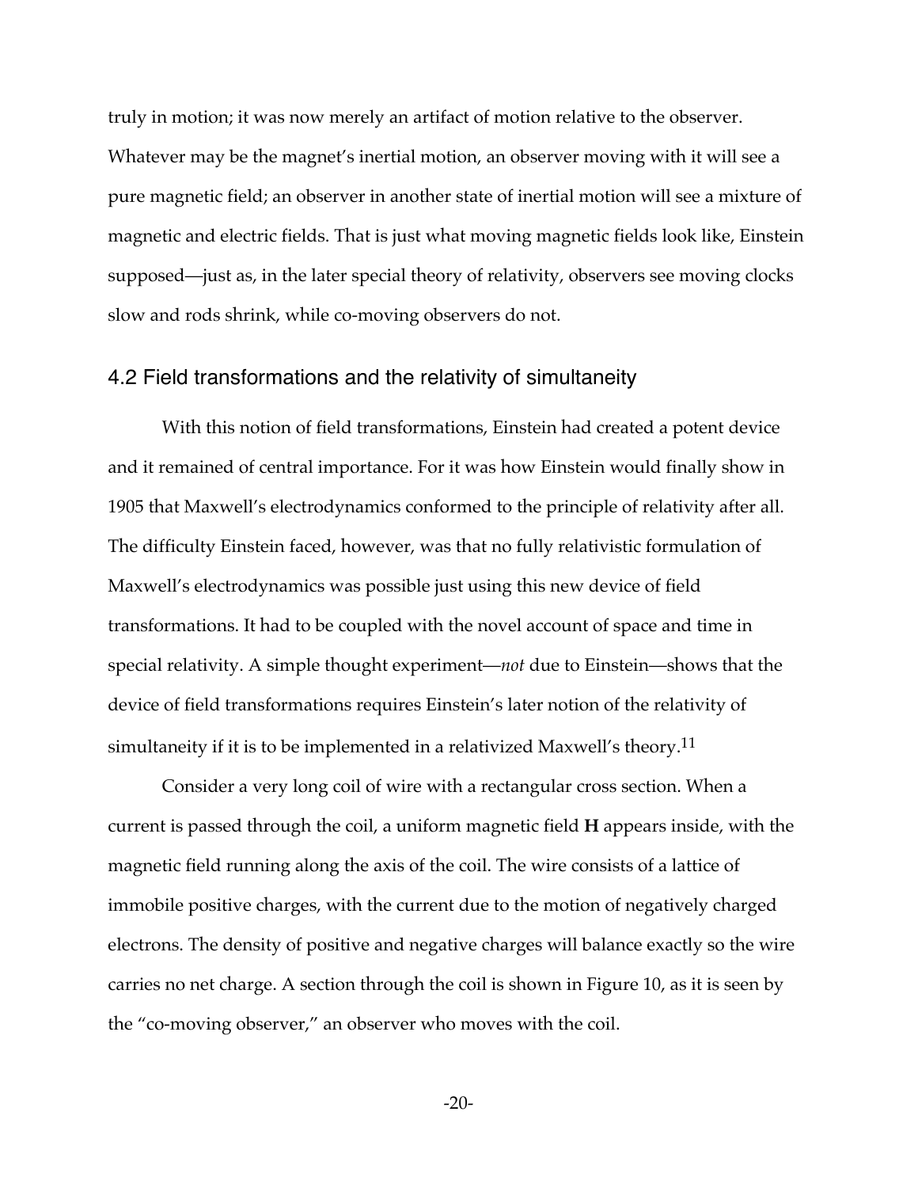truly in motion; it was now merely an artifact of motion relative to the observer. Whatever may be the magnet's inertial motion, an observer moving with it will see a pure magnetic field; an observer in another state of inertial motion will see a mixture of magnetic and electric fields. That is just what moving magnetic fields look like, Einstein supposed—just as, in the later special theory of relativity, observers see moving clocks slow and rods shrink, while co-moving observers do not.

## 4.2 Field transformations and the relativity of simultaneity

With this notion of field transformations, Einstein had created a potent device and it remained of central importance. For it was how Einstein would finally show in 1905 that Maxwell's electrodynamics conformed to the principle of relativity after all. The difficulty Einstein faced, however, was that no fully relativistic formulation of Maxwell's electrodynamics was possible just using this new device of field transformations. It had to be coupled with the novel account of space and time in special relativity. A simple thought experiment—*not* due to Einstein—shows that the device of field transformations requires Einstein's later notion of the relativity of simultaneity if it is to be implemented in a relativized Maxwell's theory.[11]

Consider a very long coil of wire with a rectangular cross section. When a current is passed through the coil, a uniform magnetic field **H** appears inside, with the magnetic field running along the axis of the coil. The wire consists of a lattice of immobile positive charges, with the current due to the motion of negatively charged electrons. The density of positive and negative charges will balance exactly so the wire carries no net charge. A section through the coil is shown in Figure 10, as it is seen by the "co-moving observer," an observer who moves with the coil.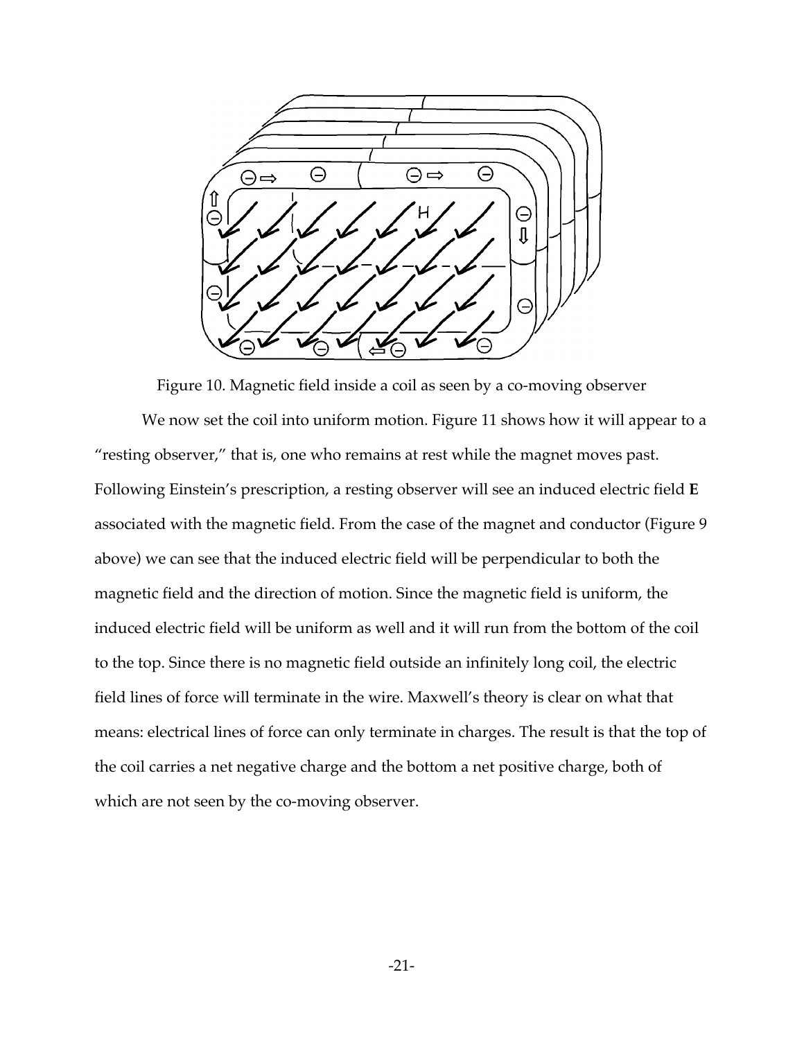Figure 10. Magnetic field inside a coil as seen by a co-moving observer

We now set the coil into uniform motion. Figure 11 shows how it will appear to a "resting observer," that is, one who remains at rest while the magnet moves past. Following Einstein's prescription, a resting observer will see an induced electric field **E** associated with the magnetic field. From the case of the magnet and conductor (Figure 9 above) we can see that the induced electric field will be perpendicular to both the magnetic field and the direction of motion. Since the magnetic field is uniform, the induced electric field will be uniform as well and it will run from the bottom of the coil to the top. Since there is no magnetic field outside an infinitely long coil, the electric field lines of force will terminate in the wire. Maxwell's theory is clear on what that means: electrical lines of force can only terminate in charges. The result is that the top of the coil carries a net negative charge and the bottom a net positive charge, both of which are not seen by the co-moving observer.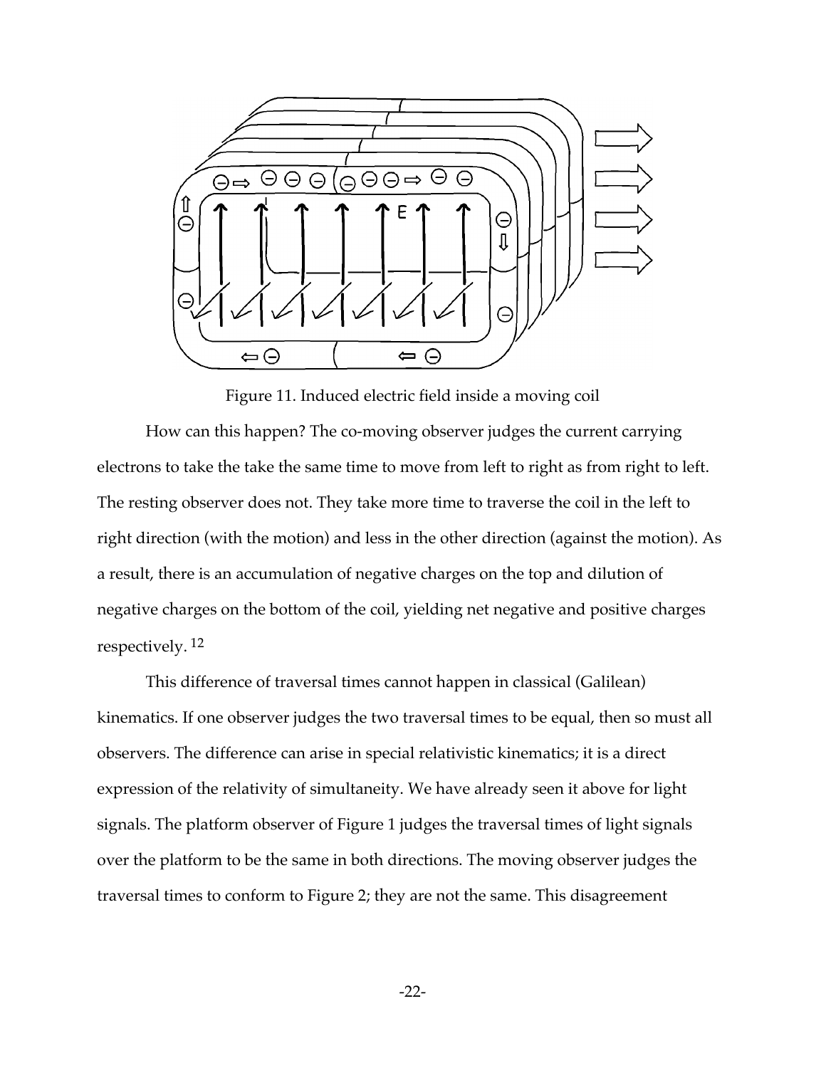Figure 11. Induced electric field inside a moving coil

How can this happen? The co-moving observer judges the current carrying electrons to take the take the same time to move from left to right as from right to left. The resting observer does not. They take more time to traverse the coil in the left to right direction (with the motion) and less in the other direction (against the motion). As a result, there is an accumulation of negative charges on the top and dilution of negative charges on the bottom of the coil, yielding net negative and positive charges respectively. [12]

This difference of traversal times cannot happen in classical (Galilean) kinematics. If one observer judges the two traversal times to be equal, then so must all observers. The difference can arise in special relativistic kinematics; it is a direct expression of the relativity of simultaneity. We have already seen it above for light signals. The platform observer of Figure 1 judges the traversal times of light signals over the platform to be the same in both directions. The moving observer judges the traversal times to conform to Figure 2; they are not the same. This disagreement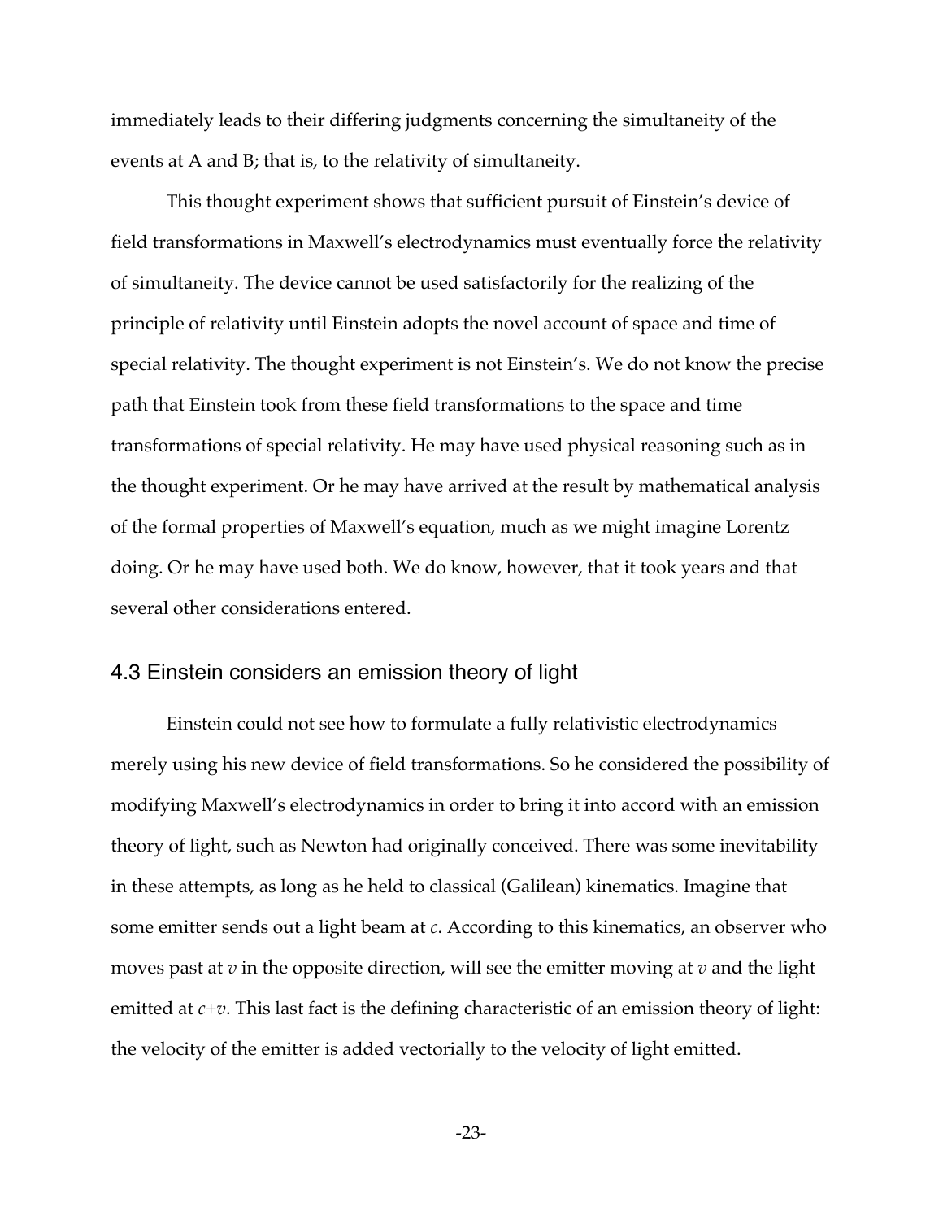immediately leads to their differing judgments concerning the simultaneity of the events at A and B; that is, to the relativity of simultaneity.

This thought experiment shows that sufficient pursuit of Einstein's device of field transformations in Maxwell's electrodynamics must eventually force the relativity of simultaneity. The device cannot be used satisfactorily for the realizing of the principle of relativity until Einstein adopts the novel account of space and time of special relativity. The thought experiment is not Einstein's. We do not know the precise path that Einstein took from these field transformations to the space and time transformations of special relativity. He may have used physical reasoning such as in the thought experiment. Or he may have arrived at the result by mathematical analysis of the formal properties of Maxwell's equation, much as we might imagine Lorentz doing. Or he may have used both. We do know, however, that it took years and that several other considerations entered.

## 4.3 Einstein considers an emission theory of light

Einstein could not see how to formulate a fully relativistic electrodynamics merely using his new device of field transformations. So he considered the possibility of modifying Maxwell's electrodynamics in order to bring it into accord with an emission theory of light, such as Newton had originally conceived. There was some inevitability in these attempts, as long as he held to classical (Galilean) kinematics. Imagine that some emitter sends out a light beam at $c$. According to this kinematics, an observer who moves past at $v$ in the opposite direction, will see the emitter moving at $v$ and the light emitted at $c+v$. This last fact is the defining characteristic of an emission theory of light: the velocity of the emitter is added vectorially to the velocity of light emitted.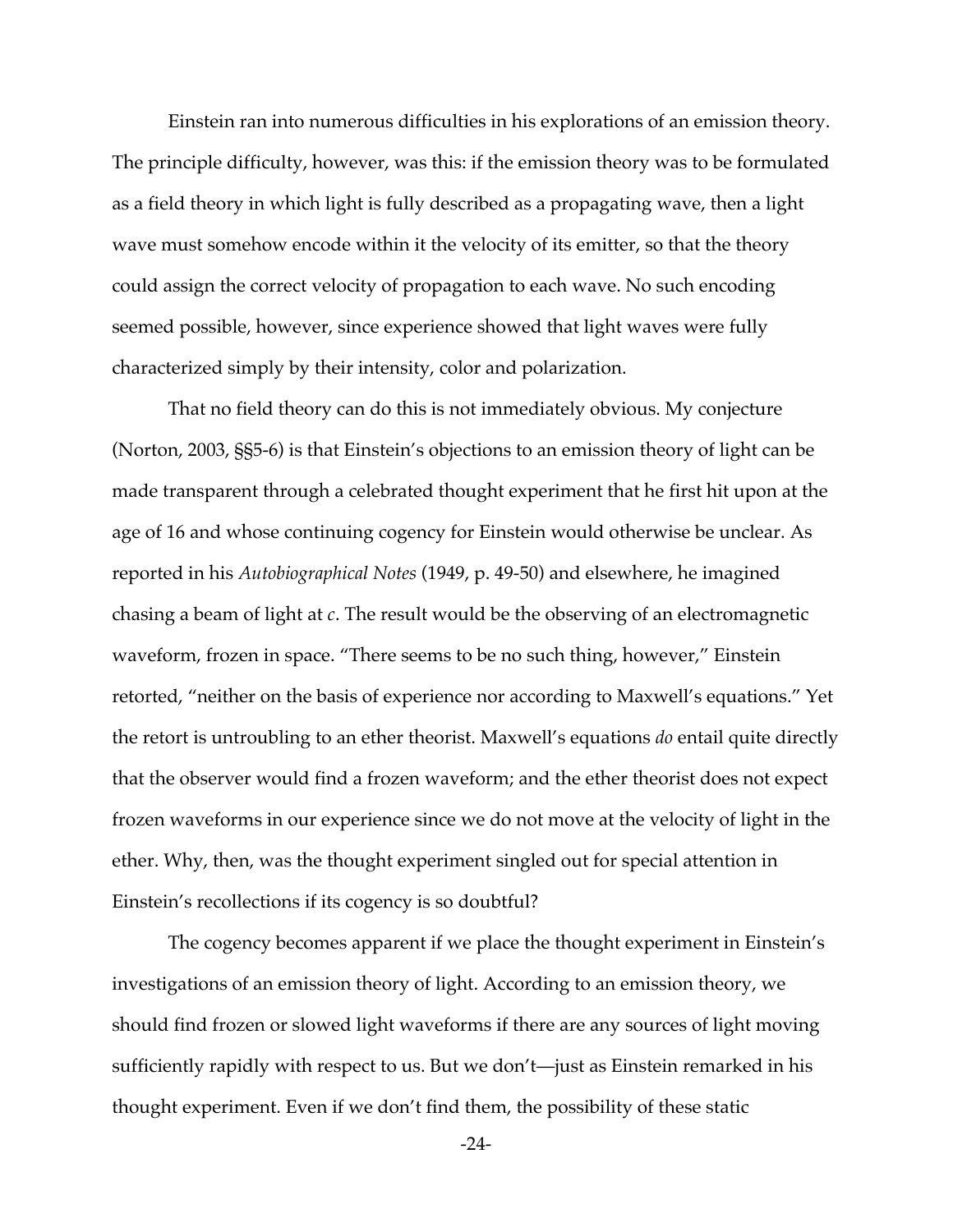Einstein ran into numerous difficulties in his explorations of an emission theory. The principle difficulty, however, was this: if the emission theory was to be formulated as a field theory in which light is fully described as a propagating wave, then a light wave must somehow encode within it the velocity of its emitter, so that the theory could assign the correct velocity of propagation to each wave. No such encoding seemed possible, however, since experience showed that light waves were fully characterized simply by their intensity, color and polarization.

That no field theory can do this is not immediately obvious. My conjecture (Norton, 2003, §§5-6) is that Einstein's objections to an emission theory of light can be made transparent through a celebrated thought experiment that he first hit upon at the age of 16 and whose continuing cogency for Einstein would otherwise be unclear. As reported in his *Autobiographical Notes* (1949, p. 49-50) and elsewhere, he imagined chasing a beam of light at $c$. The result would be the observing of an electromagnetic waveform, frozen in space. "There seems to be no such thing, however," Einstein retorted, "neither on the basis of experience nor according to Maxwell's equations." Yet the retort is untroubling to an ether theorist. Maxwell's equations *do* entail quite directly that the observer would find a frozen waveform; and the ether theorist does not expect frozen waveforms in our experience since we do not move at the velocity of light in the ether. Why, then, was the thought experiment singled out for special attention in Einstein's recollections if its cogency is so doubtful?

The cogency becomes apparent if we place the thought experiment in Einstein's investigations of an emission theory of light. According to an emission theory, we should find frozen or slowed light waveforms if there are any sources of light moving sufficiently rapidly with respect to us. But we don't—just as Einstein remarked in his thought experiment. Even if we don't find them, the possibility of these static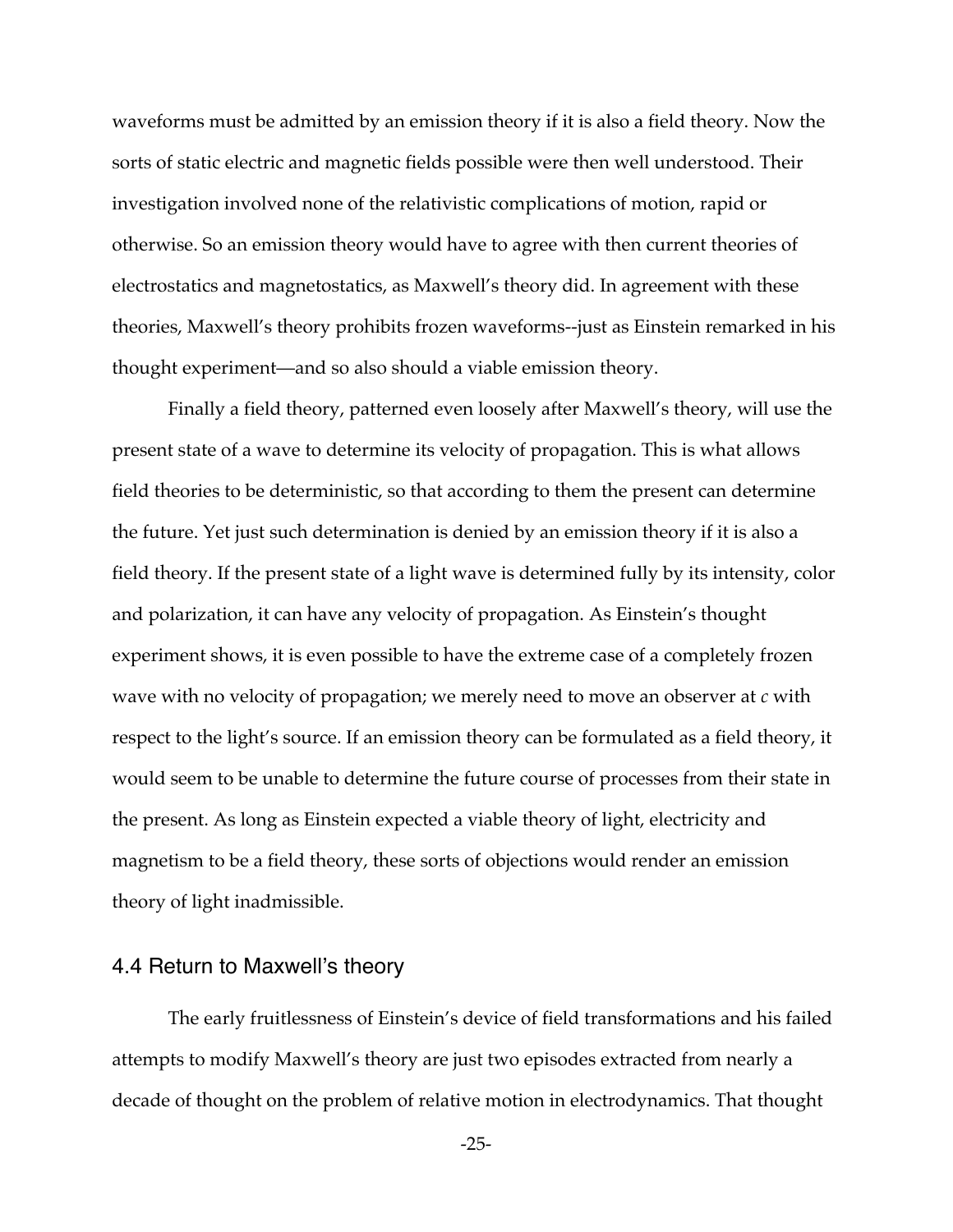waveforms must be admitted by an emission theory if it is also a field theory. Now the sorts of static electric and magnetic fields possible were then well understood. Their investigation involved none of the relativistic complications of motion, rapid or otherwise. So an emission theory would have to agree with then current theories of electrostatics and magnetostatics, as Maxwell's theory did. In agreement with these theories, Maxwell's theory prohibits frozen waveforms--just as Einstein remarked in his thought experiment—and so also should a viable emission theory.

Finally a field theory, patterned even loosely after Maxwell's theory, will use the present state of a wave to determine its velocity of propagation. This is what allows field theories to be deterministic, so that according to them the present can determine the future. Yet just such determination is denied by an emission theory if it is also a field theory. If the present state of a light wave is determined fully by its intensity, color and polarization, it can have any velocity of propagation. As Einstein's thought experiment shows, it is even possible to have the extreme case of a completely frozen wave with no velocity of propagation; we merely need to move an observer at *c* with respect to the light's source. If an emission theory can be formulated as a field theory, it would seem to be unable to determine the future course of processes from their state in the present. As long as Einstein expected a viable theory of light, electricity and magnetism to be a field theory, these sorts of objections would render an emission theory of light inadmissible.

## 4.4 Return to Maxwell's theory

The early fruitlessness of Einstein's device of field transformations and his failed attempts to modify Maxwell's theory are just two episodes extracted from nearly a decade of thought on the problem of relative motion in electrodynamics. That thought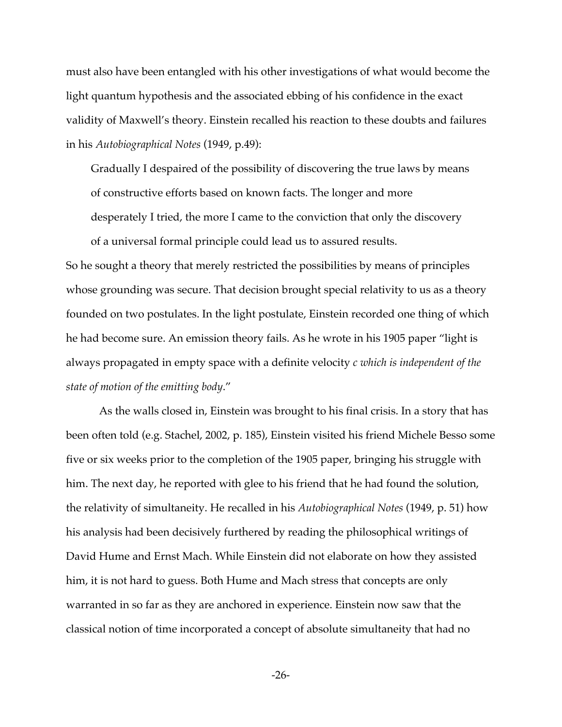must also have been entangled with his other investigations of what would become the light quantum hypothesis and the associated ebbing of his confidence in the exact validity of Maxwell's theory. Einstein recalled his reaction to these doubts and failures in his *Autobiographical Notes* (1949, p.49):

> Gradually I despaired of the possibility of discovering the true laws by means of constructive efforts based on known facts. The longer and more desperately I tried, the more I came to the conviction that only the discovery of a universal formal principle could lead us to assured results.

So he sought a theory that merely restricted the possibilities by means of principles whose grounding was secure. That decision brought special relativity to us as a theory founded on two postulates. In the light postulate, Einstein recorded one thing of which he had become sure. An emission theory fails. As he wrote in his 1905 paper "light is always propagated in empty space with a definite velocity *c which is independent of the state of motion of the emitting body*."

As the walls closed in, Einstein was brought to his final crisis. In a story that has been often told (e.g. Stachel, 2002, p. 185), Einstein visited his friend Michele Besso some five or six weeks prior to the completion of the 1905 paper, bringing his struggle with him. The next day, he reported with glee to his friend that he had found the solution, the relativity of simultaneity. He recalled in his *Autobiographical Notes* (1949, p. 51) how his analysis had been decisively furthered by reading the philosophical writings of David Hume and Ernst Mach. While Einstein did not elaborate on how they assisted him, it is not hard to guess. Both Hume and Mach stress that concepts are only warranted in so far as they are anchored in experience. Einstein now saw that the classical notion of time incorporated a concept of absolute simultaneity that had no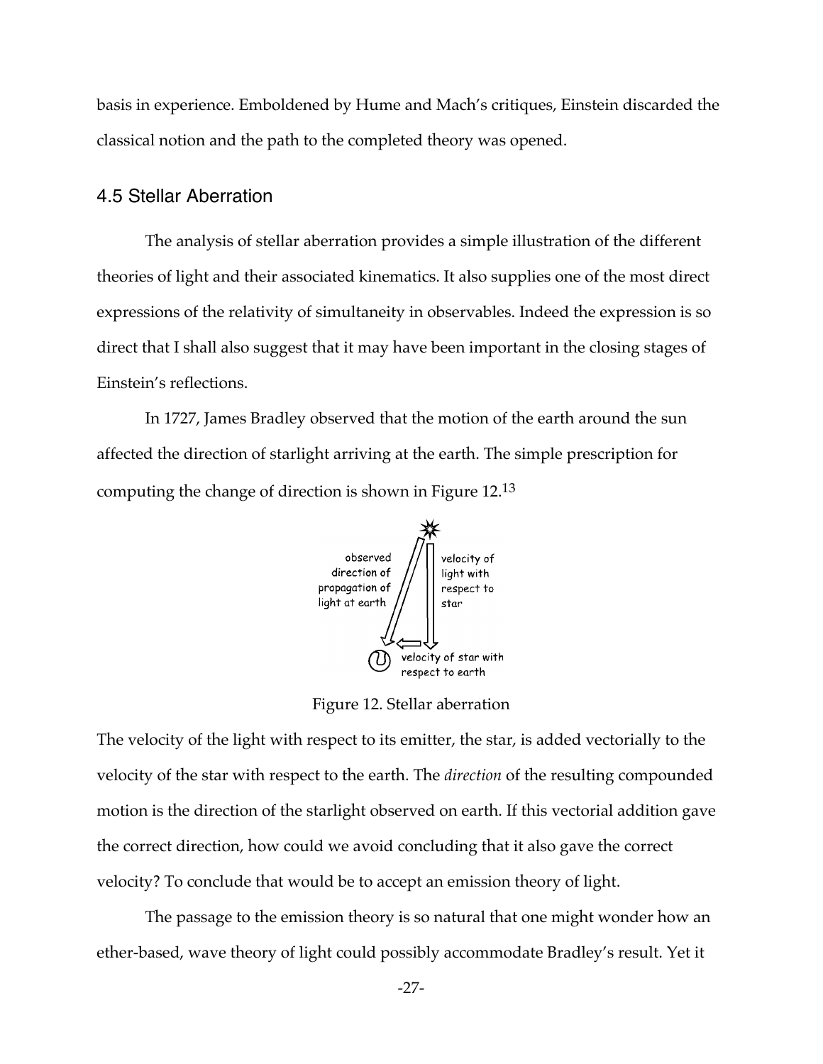basis in experience. Emboldened by Hume and Mach's critiques, Einstein discarded the classical notion and the path to the completed theory was opened.

## 4.5 Stellar Aberration

The analysis of stellar aberration provides a simple illustration of the different theories of light and their associated kinematics. It also supplies one of the most direct expressions of the relativity of simultaneity in observables. Indeed the expression is so direct that I shall also suggest that it may have been important in the closing stages of Einstein's reflections.

In 1727, James Bradley observed that the motion of the earth around the sun affected the direction of starlight arriving at the earth. The simple prescription for computing the change of direction is shown in Figure 12.[13]

Figure 12. Stellar aberration

The velocity of the light with respect to its emitter, the star, is added vectorially to the velocity of the star with respect to the earth. The *direction* of the resulting compounded motion is the direction of the starlight observed on earth. If this vectorial addition gave the correct direction, how could we avoid concluding that it also gave the correct velocity? To conclude that would be to accept an emission theory of light.

The passage to the emission theory is so natural that one might wonder how an ether-based, wave theory of light could possibly accommodate Bradley's result. Yet it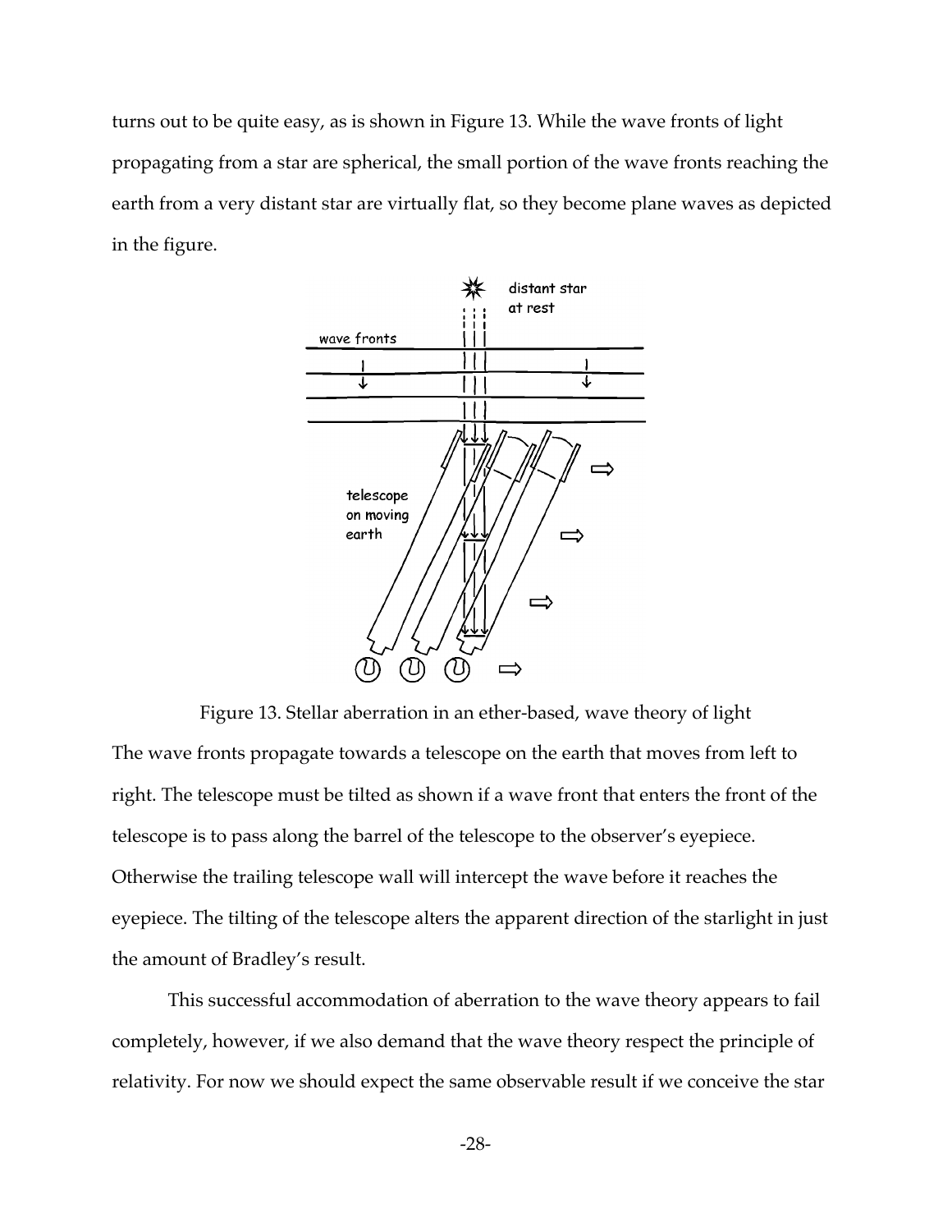turns out to be quite easy, as is shown in Figure 13. While the wave fronts of light propagating from a star are spherical, the small portion of the wave fronts reaching the earth from a very distant star are virtually flat, so they become plane waves as depicted in the figure.

Figure 13. Stellar aberration in an ether-based, wave theory of light

The wave fronts propagate towards a telescope on the earth that moves from left to right. The telescope must be tilted as shown if a wave front that enters the front of the telescope is to pass along the barrel of the telescope to the observer's eyepiece. Otherwise the trailing telescope wall will intercept the wave before it reaches the eyepiece. The tilting of the telescope alters the apparent direction of the starlight in just the amount of Bradley's result.

This successful accommodation of aberration to the wave theory appears to fail completely, however, if we also demand that the wave theory respect the principle of relativity. For now we should expect the same observable result if we conceive the star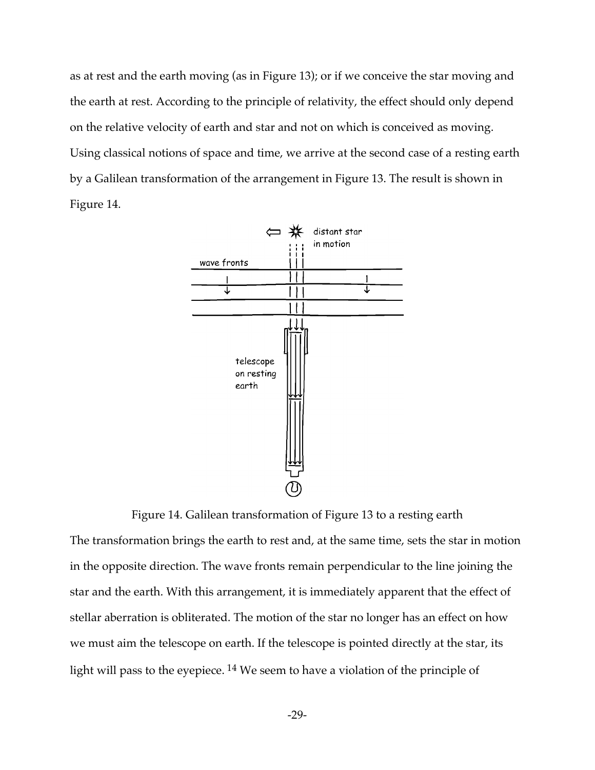as at rest and the earth moving (as in Figure 13); or if we conceive the star moving and the earth at rest. According to the principle of relativity, the effect should only depend on the relative velocity of earth and star and not on which is conceived as moving. Using classical notions of space and time, we arrive at the second case of a resting earth by a Galilean transformation of the arrangement in Figure 13. The result is shown in Figure 14.

Figure 14. Galilean transformation of Figure 13 to a resting earth

The transformation brings the earth to rest and, at the same time, sets the star in motion in the opposite direction. The wave fronts remain perpendicular to the line joining the star and the earth. With this arrangement, it is immediately apparent that the effect of stellar aberration is obliterated. The motion of the star no longer has an effect on how we must aim the telescope on earth. If the telescope is pointed directly at the star, its light will pass to the eyepiece. [14] We seem to have a violation of the principle of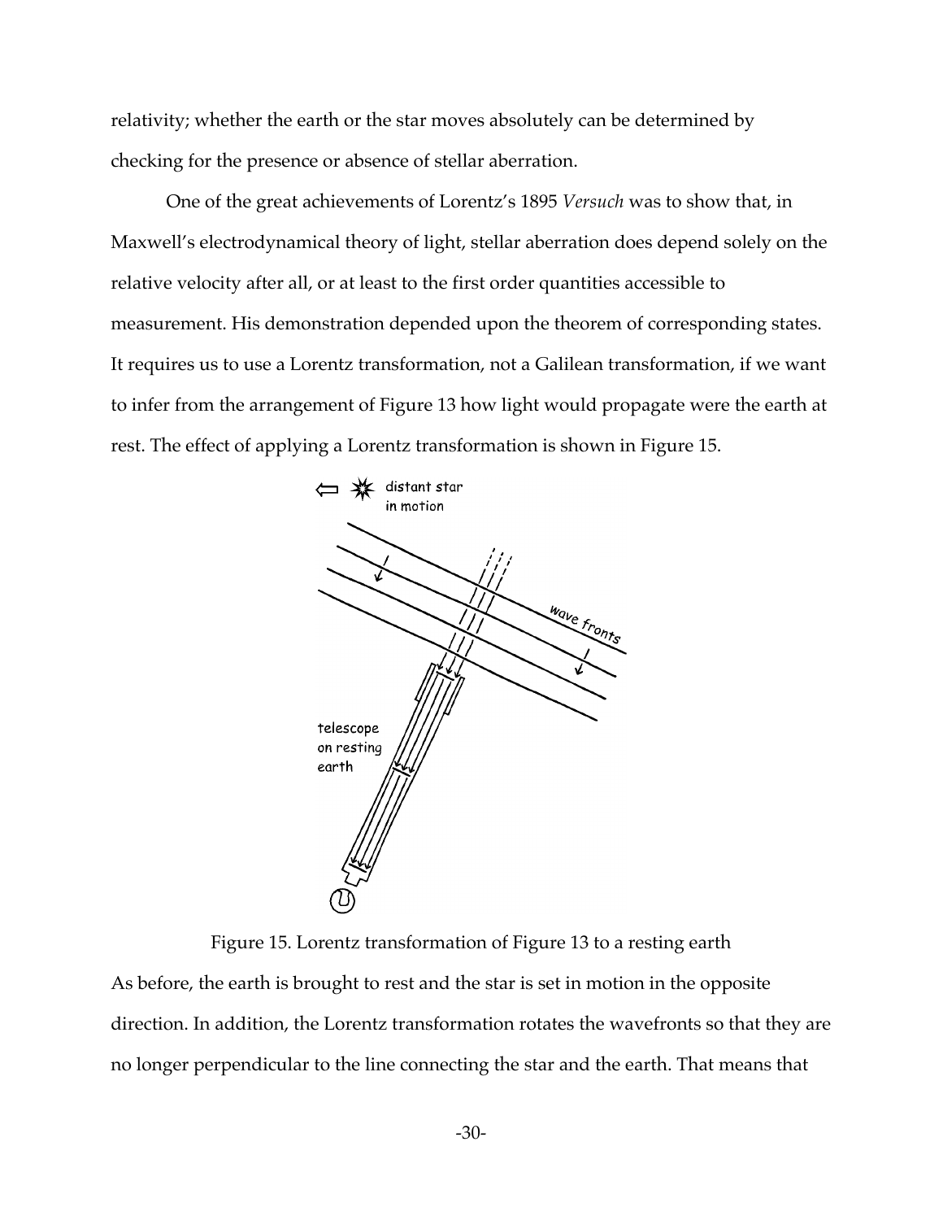relativity; whether the earth or the star moves absolutely can be determined by checking for the presence or absence of stellar aberration.

One of the great achievements of Lorentz's 1895 *Versuch* was to show that, in Maxwell's electrodynamical theory of light, stellar aberration does depend solely on the relative velocity after all, or at least to the first order quantities accessible to measurement. His demonstration depended upon the theorem of corresponding states. It requires us to use a Lorentz transformation, not a Galilean transformation, if we want to infer from the arrangement of Figure 13 how light would propagate were the earth at rest. The effect of applying a Lorentz transformation is shown in Figure 15.

Figure 15. Lorentz transformation of Figure 13 to a resting earth

As before, the earth is brought to rest and the star is set in motion in the opposite direction. In addition, the Lorentz transformation rotates the wavefronts so that they are no longer perpendicular to the line connecting the star and the earth. That means that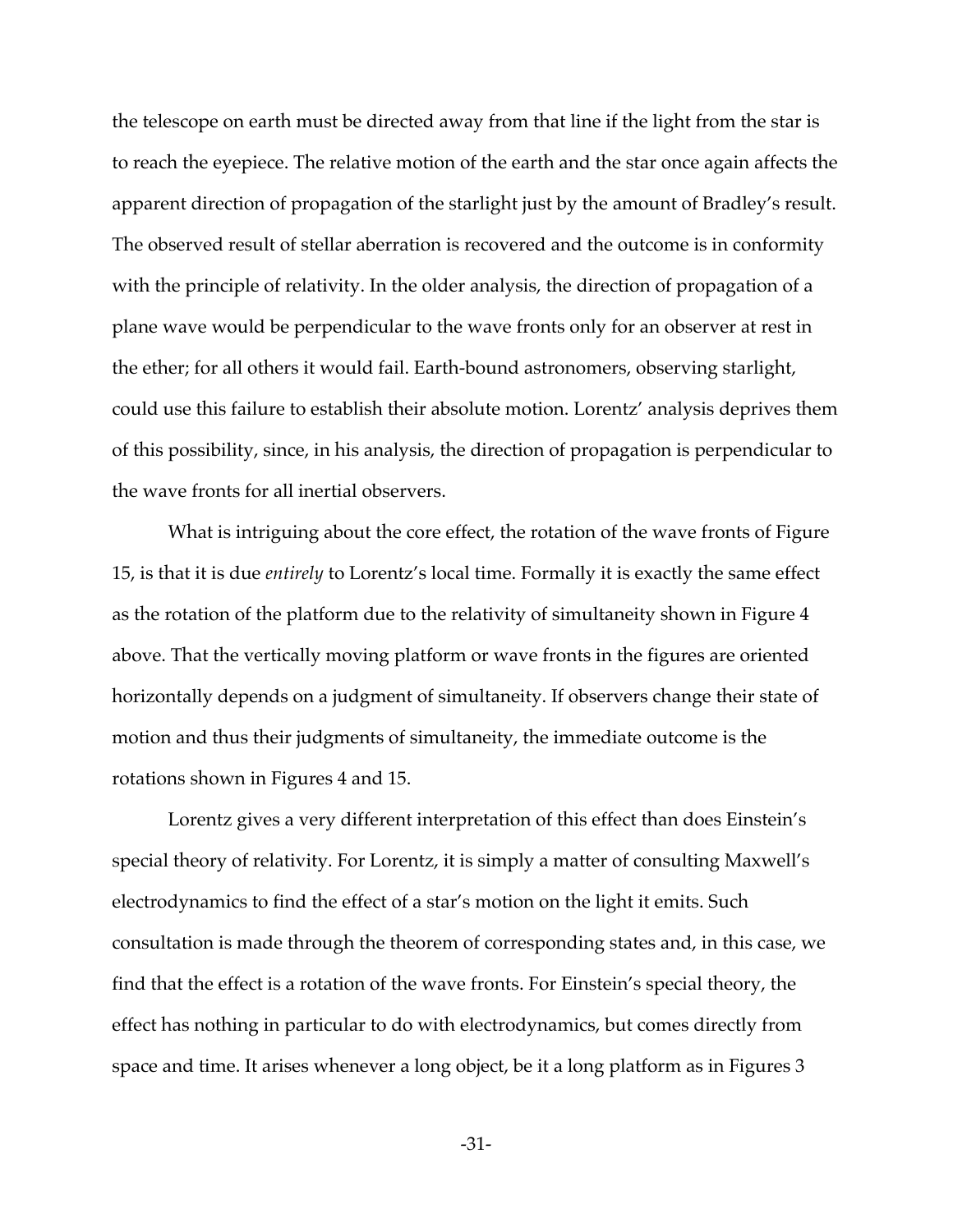the telescope on earth must be directed away from that line if the light from the star is to reach the eyepiece. The relative motion of the earth and the star once again affects the apparent direction of propagation of the starlight just by the amount of Bradley's result. The observed result of stellar aberration is recovered and the outcome is in conformity with the principle of relativity. In the older analysis, the direction of propagation of a plane wave would be perpendicular to the wave fronts only for an observer at rest in the ether; for all others it would fail. Earth-bound astronomers, observing starlight, could use this failure to establish their absolute motion. Lorentz' analysis deprives them of this possibility, since, in his analysis, the direction of propagation is perpendicular to the wave fronts for all inertial observers.

What is intriguing about the core effect, the rotation of the wave fronts of Figure 15, is that it is due *entirely* to Lorentz's local time. Formally it is exactly the same effect as the rotation of the platform due to the relativity of simultaneity shown in Figure 4 above. That the vertically moving platform or wave fronts in the figures are oriented horizontally depends on a judgment of simultaneity. If observers change their state of motion and thus their judgments of simultaneity, the immediate outcome is the rotations shown in Figures 4 and 15.

Lorentz gives a very different interpretation of this effect than does Einstein's special theory of relativity. For Lorentz, it is simply a matter of consulting Maxwell's electrodynamics to find the effect of a star's motion on the light it emits. Such consultation is made through the theorem of corresponding states and, in this case, we find that the effect is a rotation of the wave fronts. For Einstein's special theory, the effect has nothing in particular to do with electrodynamics, but comes directly from space and time. It arises whenever a long object, be it a long platform as in Figures 3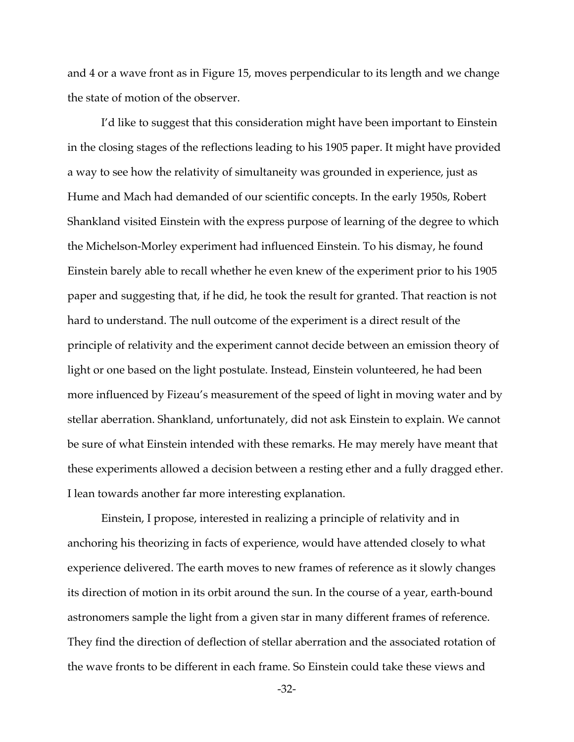and 4 or a wave front as in Figure 15, moves perpendicular to its length and we change the state of motion of the observer.

I'd like to suggest that this consideration might have been important to Einstein in the closing stages of the reflections leading to his 1905 paper. It might have provided a way to see how the relativity of simultaneity was grounded in experience, just as Hume and Mach had demanded of our scientific concepts. In the early 1950s, Robert Shankland visited Einstein with the express purpose of learning of the degree to which the Michelson-Morley experiment had influenced Einstein. To his dismay, he found Einstein barely able to recall whether he even knew of the experiment prior to his 1905 paper and suggesting that, if he did, he took the result for granted. That reaction is not hard to understand. The null outcome of the experiment is a direct result of the principle of relativity and the experiment cannot decide between an emission theory of light or one based on the light postulate. Instead, Einstein volunteered, he had been more influenced by Fizeau's measurement of the speed of light in moving water and by stellar aberration. Shankland, unfortunately, did not ask Einstein to explain. We cannot be sure of what Einstein intended with these remarks. He may merely have meant that these experiments allowed a decision between a resting ether and a fully dragged ether. I lean towards another far more interesting explanation.

Einstein, I propose, interested in realizing a principle of relativity and in anchoring his theorizing in facts of experience, would have attended closely to what experience delivered. The earth moves to new frames of reference as it slowly changes its direction of motion in its orbit around the sun. In the course of a year, earth-bound astronomers sample the light from a given star in many different frames of reference. They find the direction of deflection of stellar aberration and the associated rotation of the wave fronts to be different in each frame. So Einstein could take these views and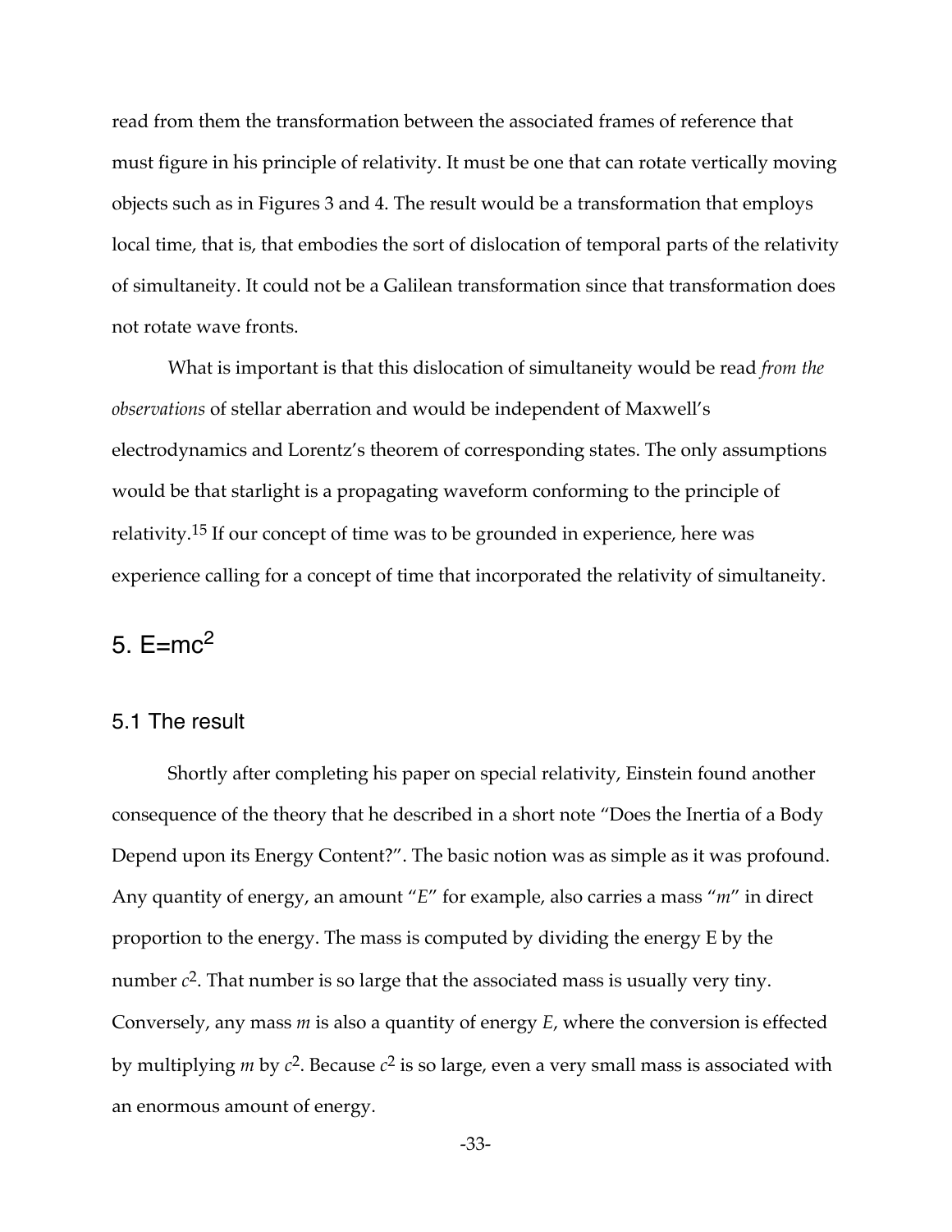read from them the transformation between the associated frames of reference that must figure in his principle of relativity. It must be one that can rotate vertically moving objects such as in Figures 3 and 4. The result would be a transformation that employs local time, that is, that embodies the sort of dislocation of temporal parts of the relativity of simultaneity. It could not be a Galilean transformation since that transformation does not rotate wave fronts.

What is important is that this dislocation of simultaneity would be read *from the observations* of stellar aberration and would be independent of Maxwell's electrodynamics and Lorentz's theorem of corresponding states. The only assumptions would be that starlight is a propagating waveform conforming to the principle of relativity.[15] If our concept of time was to be grounded in experience, here was experience calling for a concept of time that incorporated the relativity of simultaneity.

# 5. $E=mc^2$

## 5.1 The result

Shortly after completing his paper on special relativity, Einstein found another consequence of the theory that he described in a short note "Does the Inertia of a Body Depend upon its Energy Content?". The basic notion was as simple as it was profound. Any quantity of energy, an amount "$E$" for example, also carries a mass "$m$" in direct proportion to the energy. The mass is computed by dividing the energy E by the number $c^2$. That number is so large that the associated mass is usually very tiny. Conversely, any mass $m$ is also a quantity of energy $E$, where the conversion is effected by multiplying $m$ by $c^2$. Because $c^2$ is so large, even a very small mass is associated with an enormous amount of energy.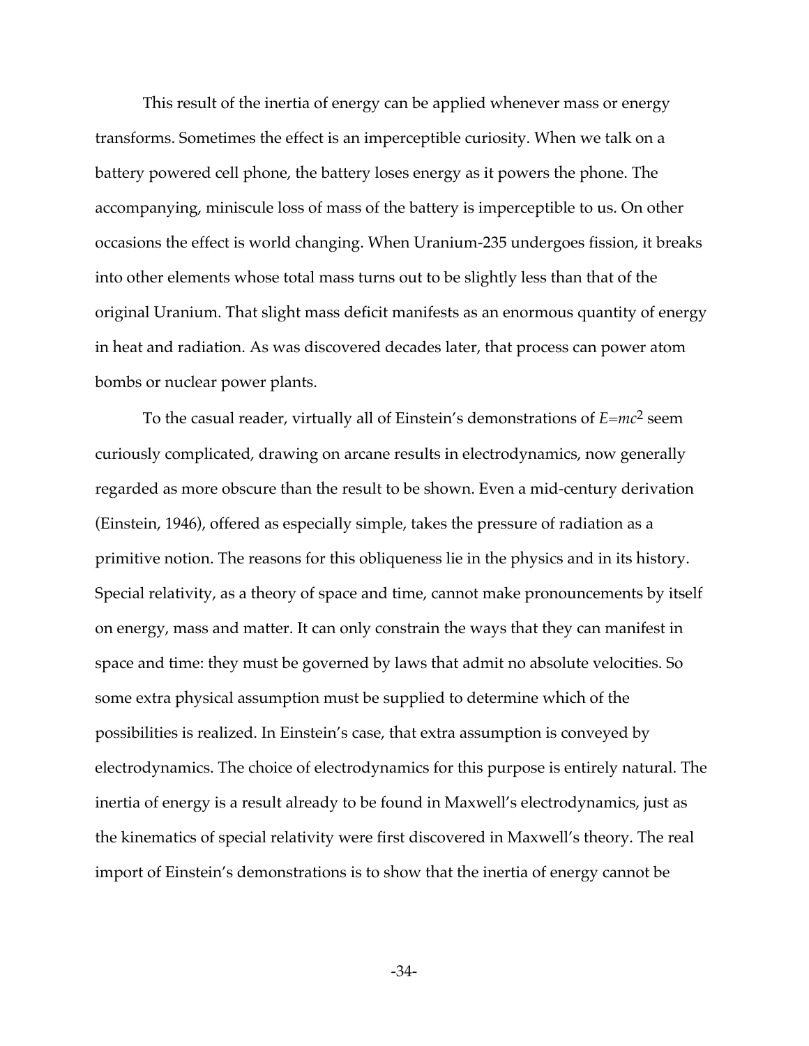This result of the inertia of energy can be applied whenever mass or energy transforms. Sometimes the effect is an imperceptible curiosity. When we talk on a battery powered cell phone, the battery loses energy as it powers the phone. The accompanying, miniscule loss of mass of the battery is imperceptible to us. On other occasions the effect is world changing. When Uranium-235 undergoes fission, it breaks into other elements whose total mass turns out to be slightly less than that of the original Uranium. That slight mass deficit manifests as an enormous quantity of energy in heat and radiation. As was discovered decades later, that process can power atom bombs or nuclear power plants.

To the casual reader, virtually all of Einstein's demonstrations of $E=mc^2$ seem curiously complicated, drawing on arcane results in electrodynamics, now generally regarded as more obscure than the result to be shown. Even a mid-century derivation (Einstein, 1946), offered as especially simple, takes the pressure of radiation as a primitive notion. The reasons for this obliqueness lie in the physics and in its history. Special relativity, as a theory of space and time, cannot make pronouncements by itself on energy, mass and matter. It can only constrain the ways that they can manifest in space and time: they must be governed by laws that admit no absolute velocities. So some extra physical assumption must be supplied to determine which of the possibilities is realized. In Einstein's case, that extra assumption is conveyed by electrodynamics. The choice of electrodynamics for this purpose is entirely natural. The inertia of energy is a result already to be found in Maxwell's electrodynamics, just as the kinematics of special relativity were first discovered in Maxwell's theory. The real import of Einstein's demonstrations is to show that the inertia of energy cannot be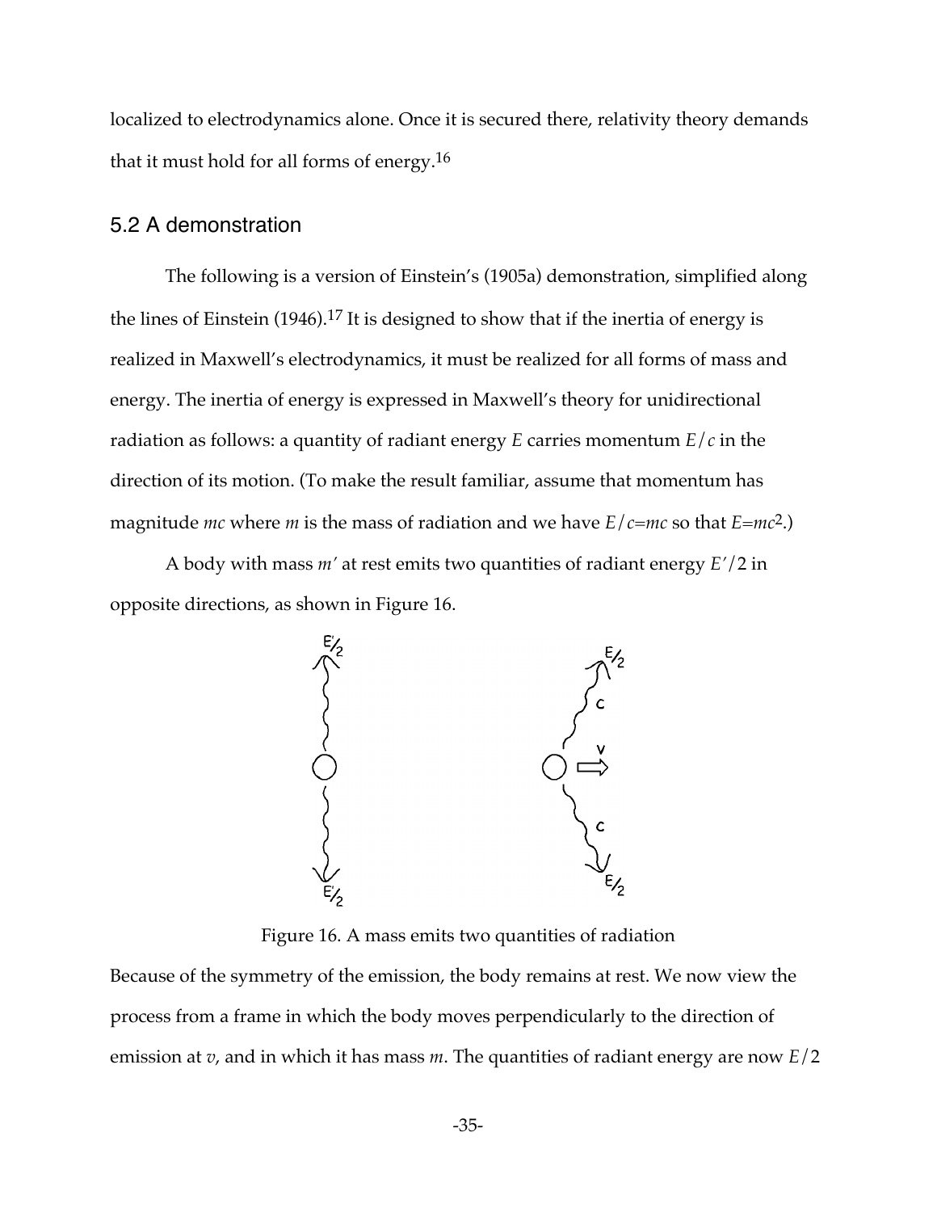localized to electrodynamics alone. Once it is secured there, relativity theory demands that it must hold for all forms of energy.[16]

## 5.2 A demonstration

The following is a version of Einstein's (1905a) demonstration, simplified along the lines of Einstein (1946).[17] It is designed to show that if the inertia of energy is realized in Maxwell's electrodynamics, it must be realized for all forms of mass and energy. The inertia of energy is expressed in Maxwell's theory for unidirectional radiation as follows: a quantity of radiant energy $E$ carries momentum $E/c$ in the direction of its motion. (To make the result familiar, assume that momentum has magnitude $mc$ where $m$ is the mass of radiation and we have $E/c=mc$ so that $E=mc^2$.)

A body with mass $m'$ at rest emits two quantities of radiant energy $E'/2$ in opposite directions, as shown in Figure 16.

Figure 16. A mass emits two quantities of radiation

Because of the symmetry of the emission, the body remains at rest. We now view the process from a frame in which the body moves perpendicularly to the direction of emission at $v$, and in which it has mass $m$. The quantities of radiant energy are now $E/2$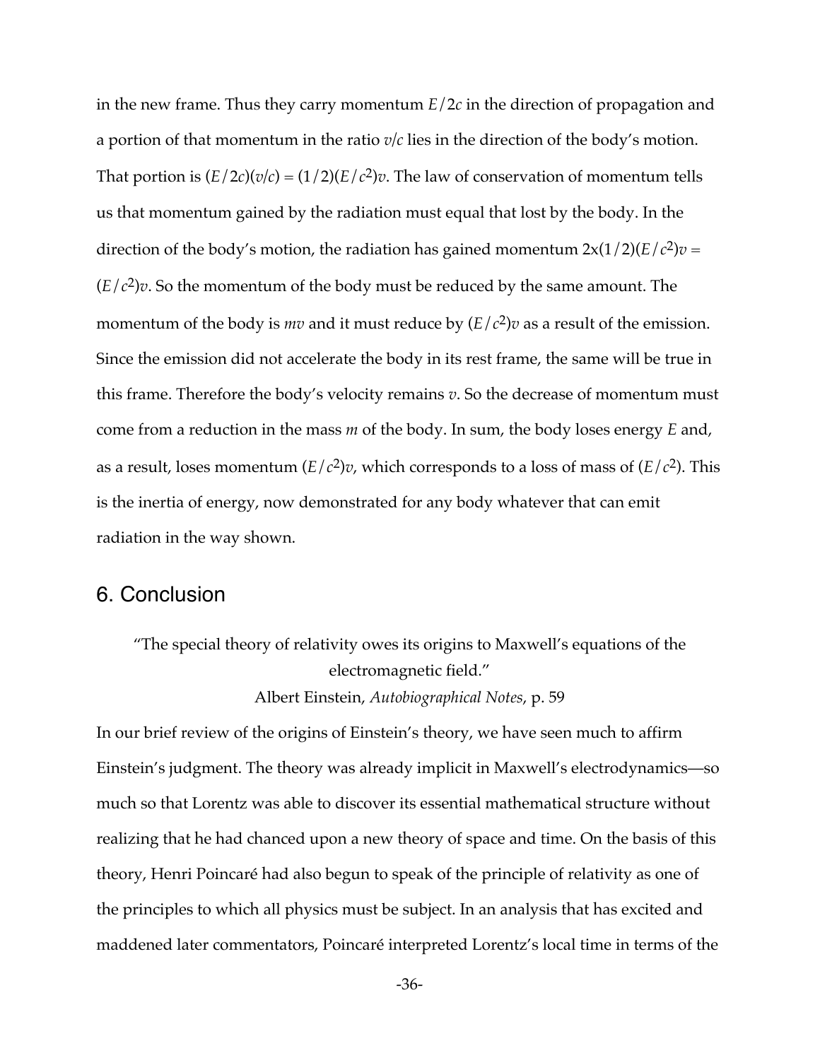in the new frame. Thus they carry momentum $E/2c$ in the direction of propagation and a portion of that momentum in the ratio $v/c$ lies in the direction of the body's motion. That portion is $(E/2c)(v/c) = (1/2)(E/c^2)v$. The law of conservation of momentum tells us that momentum gained by the radiation must equal that lost by the body. In the direction of the body's motion, the radiation has gained momentum $2\text{x}(1/2)(E/c^2)v = (E/c^2)v$. So the momentum of the body must be reduced by the same amount. The momentum of the body is $mv$ and it must reduce by $(E/c^2)v$ as a result of the emission. Since the emission did not accelerate the body in its rest frame, the same will be true in this frame. Therefore the body's velocity remains $v$. So the decrease of momentum must come from a reduction in the mass $m$ of the body. In sum, the body loses energy $E$ and, as a result, loses momentum $(E/c^2)v$, which corresponds to a loss of mass of $(E/c^2)$. This is the inertia of energy, now demonstrated for any body whatever that can emit radiation in the way shown.

## 6. Conclusion

"The special theory of relativity owes its origins to Maxwell's equations of the electromagnetic field."
Albert Einstein, *Autobiographical Notes*, p. 59

In our brief review of the origins of Einstein's theory, we have seen much to affirm Einstein's judgment. The theory was already implicit in Maxwell's electrodynamics—so much so that Lorentz was able to discover its essential mathematical structure without realizing that he had chanced upon a new theory of space and time. On the basis of this theory, Henri Poincaré had also begun to speak of the principle of relativity as one of the principles to which all physics must be subject. In an analysis that has excited and maddened later commentators, Poincaré interpreted Lorentz's local time in terms of the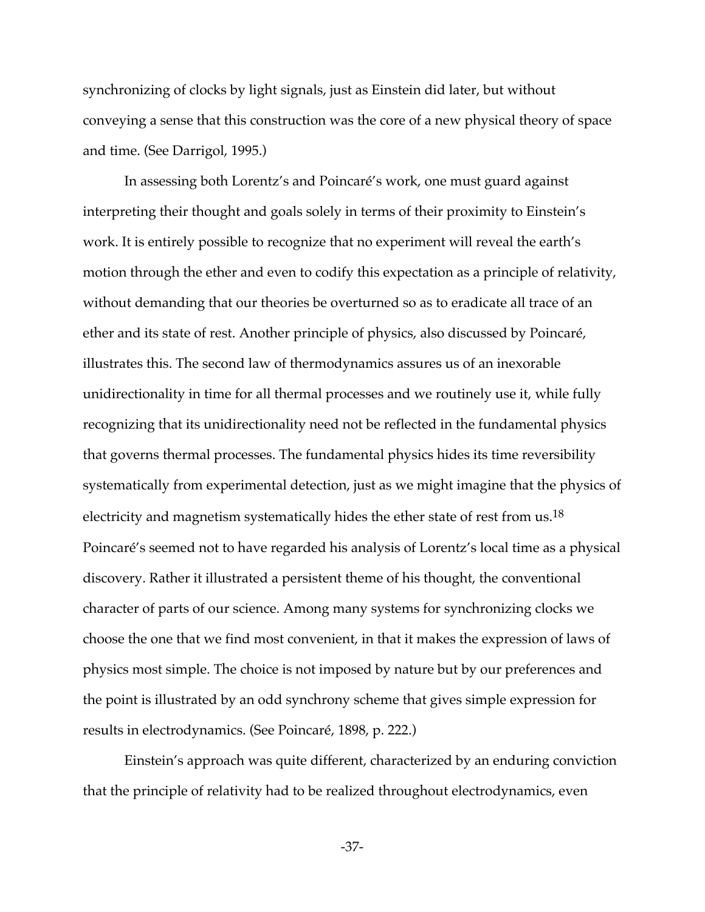synchronizing of clocks by light signals, just as Einstein did later, but without conveying a sense that this construction was the core of a new physical theory of space and time. (See Darrigol, 1995.)

In assessing both Lorentz's and Poincaré's work, one must guard against interpreting their thought and goals solely in terms of their proximity to Einstein's work. It is entirely possible to recognize that no experiment will reveal the earth's motion through the ether and even to codify this expectation as a principle of relativity, without demanding that our theories be overturned so as to eradicate all trace of an ether and its state of rest. Another principle of physics, also discussed by Poincaré, illustrates this. The second law of thermodynamics assures us of an inexorable unidirectionality in time for all thermal processes and we routinely use it, while fully recognizing that its unidirectionality need not be reflected in the fundamental physics that governs thermal processes. The fundamental physics hides its time reversibility systematically from experimental detection, just as we might imagine that the physics of electricity and magnetism systematically hides the ether state of rest from us.[18] Poincaré's seemed not to have regarded his analysis of Lorentz's local time as a physical discovery. Rather it illustrated a persistent theme of his thought, the conventional character of parts of our science. Among many systems for synchronizing clocks we choose the one that we find most convenient, in that it makes the expression of laws of physics most simple. The choice is not imposed by nature but by our preferences and the point is illustrated by an odd synchrony scheme that gives simple expression for results in electrodynamics. (See Poincaré, 1898, p. 222.)

Einstein's approach was quite different, characterized by an enduring conviction that the principle of relativity had to be realized throughout electrodynamics, even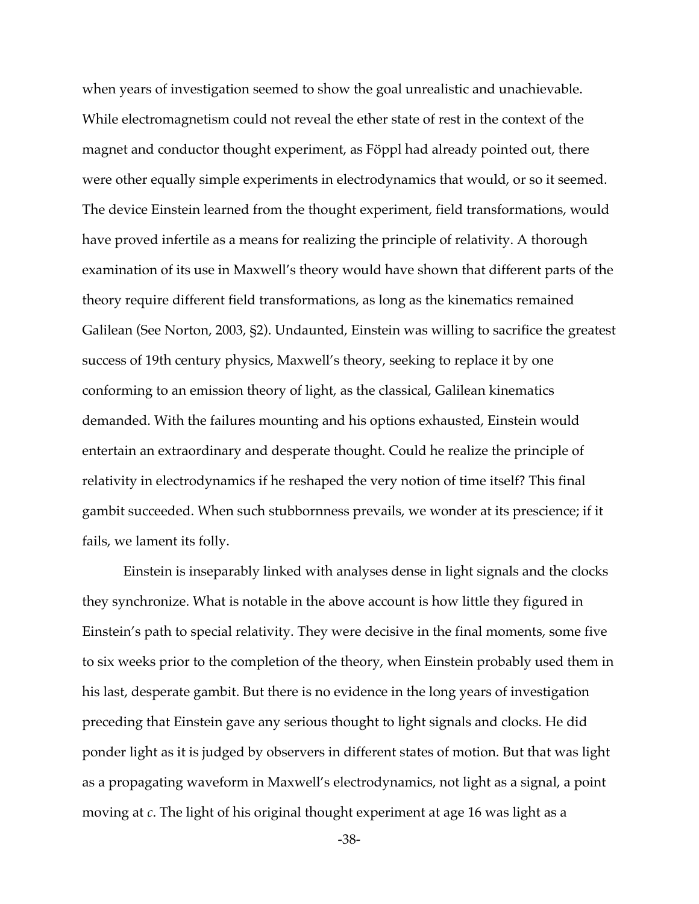when years of investigation seemed to show the goal unrealistic and unachievable. While electromagnetism could not reveal the ether state of rest in the context of the magnet and conductor thought experiment, as Föppl had already pointed out, there were other equally simple experiments in electrodynamics that would, or so it seemed. The device Einstein learned from the thought experiment, field transformations, would have proved infertile as a means for realizing the principle of relativity. A thorough examination of its use in Maxwell's theory would have shown that different parts of the theory require different field transformations, as long as the kinematics remained Galilean (See Norton, 2003, §2). Undaunted, Einstein was willing to sacrifice the greatest success of 19th century physics, Maxwell's theory, seeking to replace it by one conforming to an emission theory of light, as the classical, Galilean kinematics demanded. With the failures mounting and his options exhausted, Einstein would entertain an extraordinary and desperate thought. Could he realize the principle of relativity in electrodynamics if he reshaped the very notion of time itself? This final gambit succeeded. When such stubbornness prevails, we wonder at its prescience; if it fails, we lament its folly.

Einstein is inseparably linked with analyses dense in light signals and the clocks they synchronize. What is notable in the above account is how little they figured in Einstein's path to special relativity. They were decisive in the final moments, some five to six weeks prior to the completion of the theory, when Einstein probably used them in his last, desperate gambit. But there is no evidence in the long years of investigation preceding that Einstein gave any serious thought to light signals and clocks. He did ponder light as it is judged by observers in different states of motion. But that was light as a propagating waveform in Maxwell's electrodynamics, not light as a signal, a point moving at $c$. The light of his original thought experiment at age 16 was light as a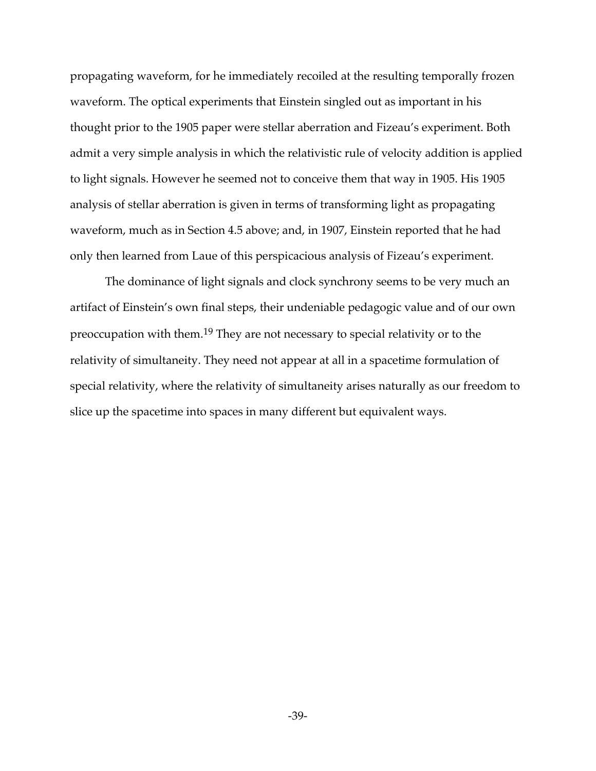propagating waveform, for he immediately recoiled at the resulting temporally frozen waveform. The optical experiments that Einstein singled out as important in his thought prior to the 1905 paper were stellar aberration and Fizeau's experiment. Both admit a very simple analysis in which the relativistic rule of velocity addition is applied to light signals. However he seemed not to conceive them that way in 1905. His 1905 analysis of stellar aberration is given in terms of transforming light as propagating waveform, much as in Section 4.5 above; and, in 1907, Einstein reported that he had only then learned from Laue of this perspicacious analysis of Fizeau's experiment.

The dominance of light signals and clock synchrony seems to be very much an artifact of Einstein's own final steps, their undeniable pedagogic value and of our own preoccupation with them.[19] They are not necessary to special relativity or to the relativity of simultaneity. They need not appear at all in a spacetime formulation of special relativity, where the relativity of simultaneity arises naturally as our freedom to slice up the spacetime into spaces in many different but equivalent ways.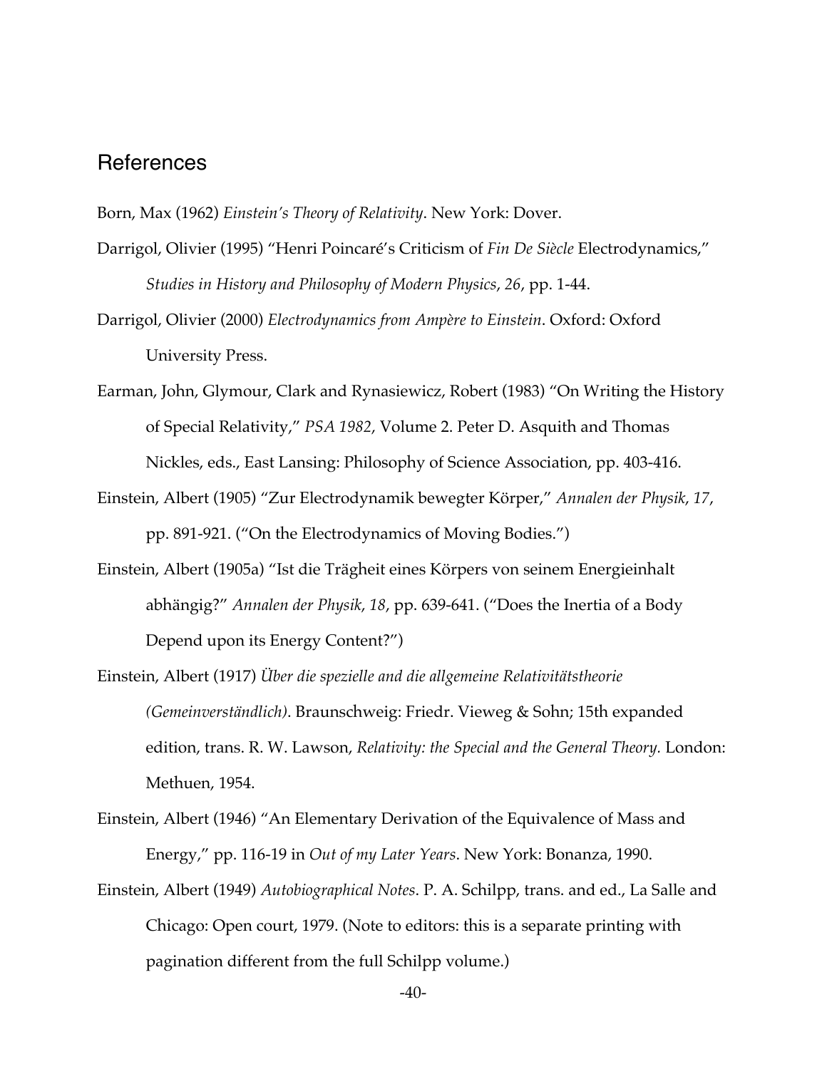## References

Born, Max (1962) *Einstein's Theory of Relativity*. New York: Dover.

Darrigol, Olivier (1995) "Henri Poincaré's Criticism of *Fin De Siècle* Electrodynamics," *Studies in History and Philosophy of Modern Physics*, *26*, pp. 1-44.

Darrigol, Olivier (2000) *Electrodynamics from Ampère to Einstein*. Oxford: Oxford University Press.

Earman, John, Glymour, Clark and Rynasiewicz, Robert (1983) "On Writing the History of Special Relativity," *PSA 1982*, Volume 2. Peter D. Asquith and Thomas Nickles, eds., East Lansing: Philosophy of Science Association, pp. 403-416.

Einstein, Albert (1905) "Zur Electrodynamik bewegter Körper," *Annalen der Physik*, *17*, pp. 891-921. ("On the Electrodynamics of Moving Bodies.")

Einstein, Albert (1905a) "Ist die Trägheit eines Körpers von seinem Energieinhalt abhängig?" *Annalen der Physik*, *18*, pp. 639-641. ("Does the Inertia of a Body Depend upon its Energy Content?")

Einstein, Albert (1917) *Über die spezielle and die allgemeine Relativitätstheorie (Gemeinverständlich)*. Braunschweig: Friedr. Vieweg & Sohn; 15th expanded edition, trans. R. W. Lawson, *Relativity: the Special and the General Theory.* London: Methuen, 1954.

Einstein, Albert (1946) "An Elementary Derivation of the Equivalence of Mass and Energy," pp. 116-19 in *Out of my Later Years*. New York: Bonanza, 1990.

Einstein, Albert (1949) *Autobiographical Notes*. P. A. Schilpp, trans. and ed., La Salle and Chicago: Open court, 1979. (Note to editors: this is a separate printing with pagination different from the full Schilpp volume.)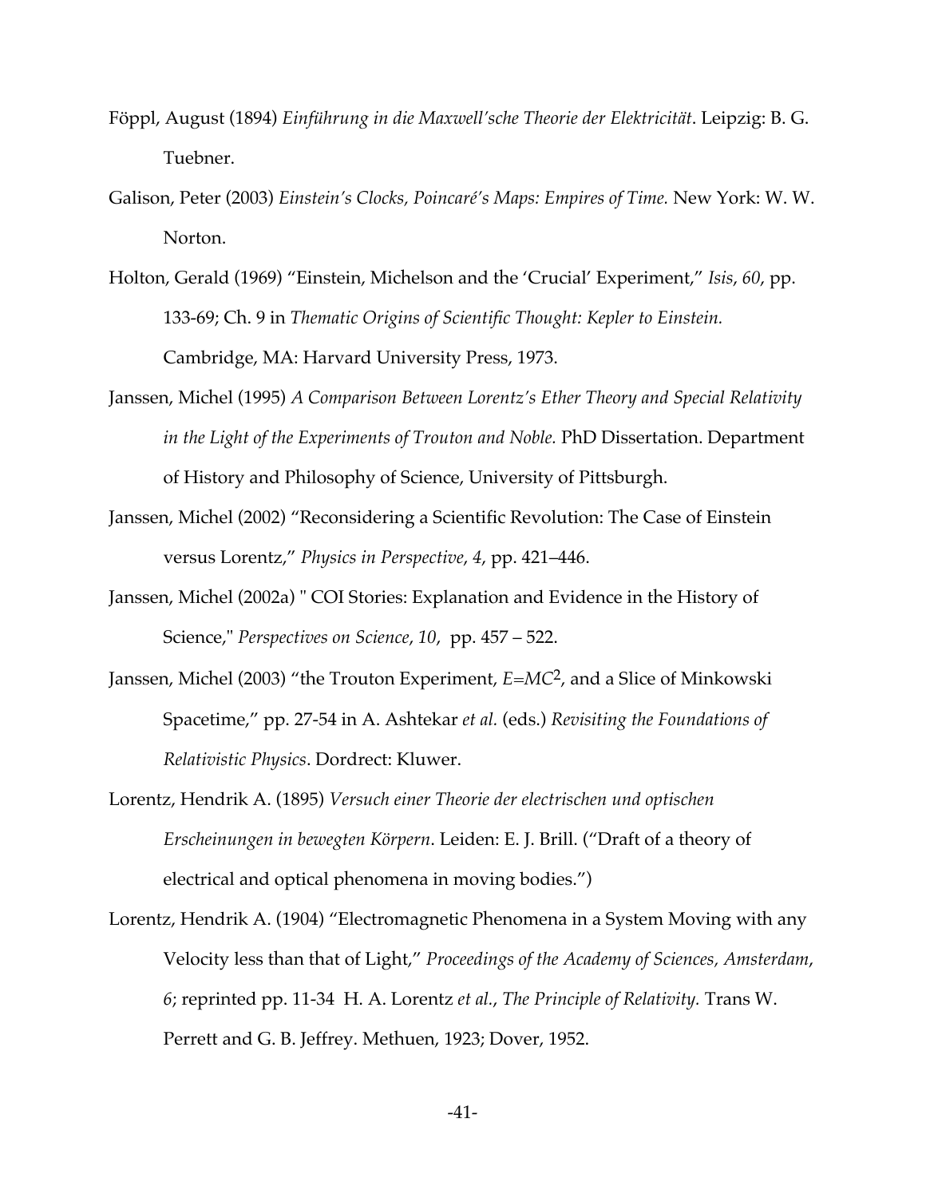Föppl, August (1894) *Einführung in die Maxwell'sche Theorie der Elektricität*. Leipzig: B. G. Tuebner.

Galison, Peter (2003) *Einstein's Clocks, Poincaré's Maps: Empires of Time.* New York: W. W. Norton.

Holton, Gerald (1969) "Einstein, Michelson and the 'Crucial' Experiment," *Isis*, *60*, pp. 133-69; Ch. 9 in *Thematic Origins of Scientific Thought: Kepler to Einstein.* Cambridge, MA: Harvard University Press, 1973.

Janssen, Michel (1995) *A Comparison Between Lorentz's Ether Theory and Special Relativity in the Light of the Experiments of Trouton and Noble.* PhD Dissertation. Department of History and Philosophy of Science, University of Pittsburgh.

Janssen, Michel (2002) "Reconsidering a Scientific Revolution: The Case of Einstein versus Lorentz," *Physics in Perspective*, *4*, pp. 421–446.

Janssen, Michel (2002a) " COI Stories: Explanation and Evidence in the History of Science," *Perspectives on Science*, *10*, pp. 457 – 522.

Janssen, Michel (2003) "the Trouton Experiment, $E=MC^2$, and a Slice of Minkowski Spacetime," pp. 27-54 in A. Ashtekar *et al.* (eds.) *Revisiting the Foundations of Relativistic Physics*. Dordrect: Kluwer.

Lorentz, Hendrik A. (1895) *Versuch einer Theorie der electrischen und optischen Erscheinungen in bewegten Körpern*. Leiden: E. J. Brill. ("Draft of a theory of electrical and optical phenomena in moving bodies.")

Lorentz, Hendrik A. (1904) "Electromagnetic Phenomena in a System Moving with any Velocity less than that of Light," *Proceedings of the Academy of Sciences, Amsterdam*, *6*; reprinted pp. 11-34 H. A. Lorentz *et al.*, *The Principle of Relativity.* Trans W. Perrett and G. B. Jeffrey. Methuen, 1923; Dover, 1952.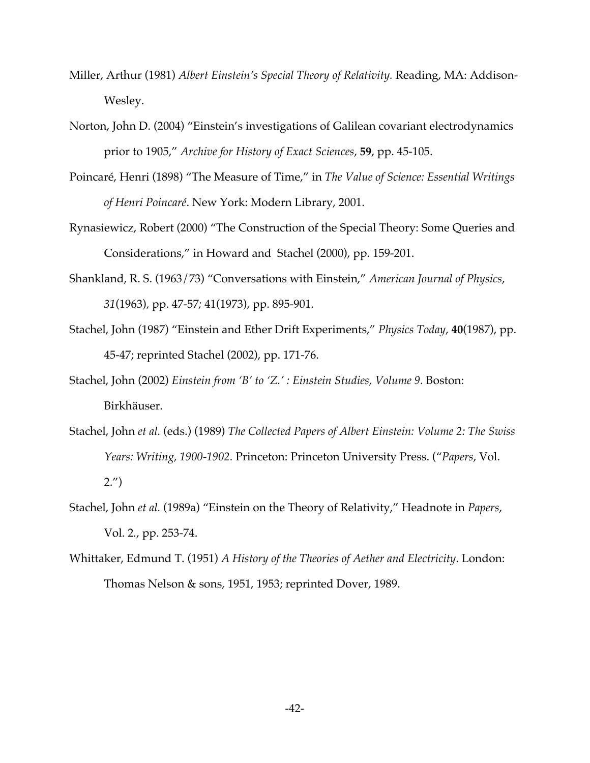Miller, Arthur (1981) *Albert Einstein's Special Theory of Relativity.* Reading, MA: Addison-Wesley.

Norton, John D. (2004) "Einstein's investigations of Galilean covariant electrodynamics prior to 1905," *Archive for History of Exact Sciences*, **59**, pp. 45-105.

Poincaré, Henri (1898) "The Measure of Time," in *The Value of Science: Essential Writings of Henri Poincaré*. New York: Modern Library, 2001.

Rynasiewicz, Robert (2000) "The Construction of the Special Theory: Some Queries and Considerations," in Howard and Stachel (2000), pp. 159-201.

Shankland, R. S. (1963/73) "Conversations with Einstein," *American Journal of Physics*, *31*(1963), pp. 47-57; 41(1973), pp. 895-901.

Stachel, John (1987) "Einstein and Ether Drift Experiments," *Physics Today*, **40**(1987), pp. 45-47; reprinted Stachel (2002), pp. 171-76.

Stachel, John (2002) *Einstein from 'B' to 'Z.' : Einstein Studies, Volume 9.* Boston: Birkhäuser.

Stachel, John *et al.* (eds.) (1989) *The Collected Papers of Albert Einstein: Volume 2: The Swiss Years: Writing, 1900-1902.* Princeton: Princeton University Press. ("*Papers*, Vol. 2.")

Stachel, John *et al.* (1989a) "Einstein on the Theory of Relativity," Headnote in *Papers*, Vol. 2., pp. 253-74.

Whittaker, Edmund T. (1951) *A History of the Theories of Aether and Electricity*. London: Thomas Nelson & sons, 1951, 1953; reprinted Dover, 1989.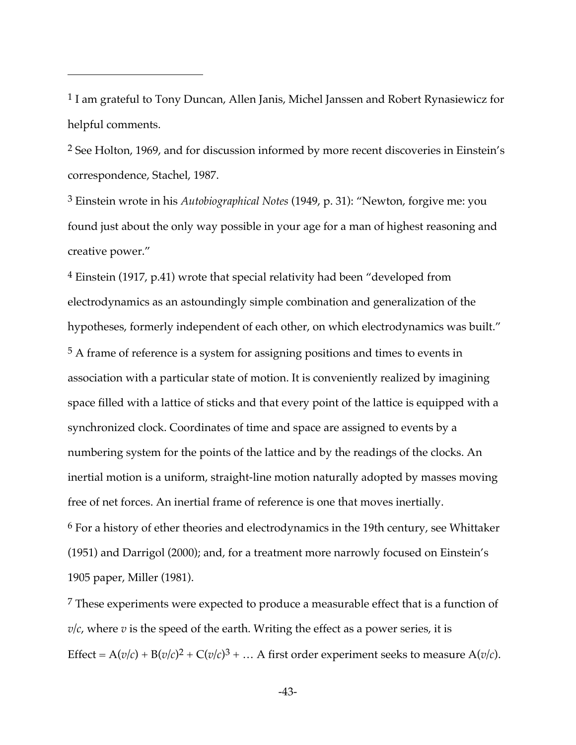[1] I am grateful to Tony Duncan, Allen Janis, Michel Janssen and Robert Rynasiewicz for helpful comments.

[2] See Holton, 1969, and for discussion informed by more recent discoveries in Einstein's correspondence, Stachel, 1987.

[3] Einstein wrote in his *Autobiographical Notes* (1949, p. 31): "Newton, forgive me: you found just about the only way possible in your age for a man of highest reasoning and creative power."

[4] Einstein (1917, p.41) wrote that special relativity had been "developed from electrodynamics as an astoundingly simple combination and generalization of the hypotheses, formerly independent of each other, on which electrodynamics was built."

[5] A frame of reference is a system for assigning positions and times to events in association with a particular state of motion. It is conveniently realized by imagining space filled with a lattice of sticks and that every point of the lattice is equipped with a synchronized clock. Coordinates of time and space are assigned to events by a numbering system for the points of the lattice and by the readings of the clocks. An inertial motion is a uniform, straight-line motion naturally adopted by masses moving free of net forces. An inertial frame of reference is one that moves inertially.

[6] For a history of ether theories and electrodynamics in the 19th century, see Whittaker (1951) and Darrigol (2000); and, for a treatment more narrowly focused on Einstein's 1905 paper, Miller (1981).

[7] These experiments were expected to produce a measurable effect that is a function of $v/c$, where $v$ is the speed of the earth. Writing the effect as a power series, it is Effect = $A(v/c) + B(v/c)^2 + C(v/c)^3 + \ldots$ A first order experiment seeks to measure $A(v/c)$.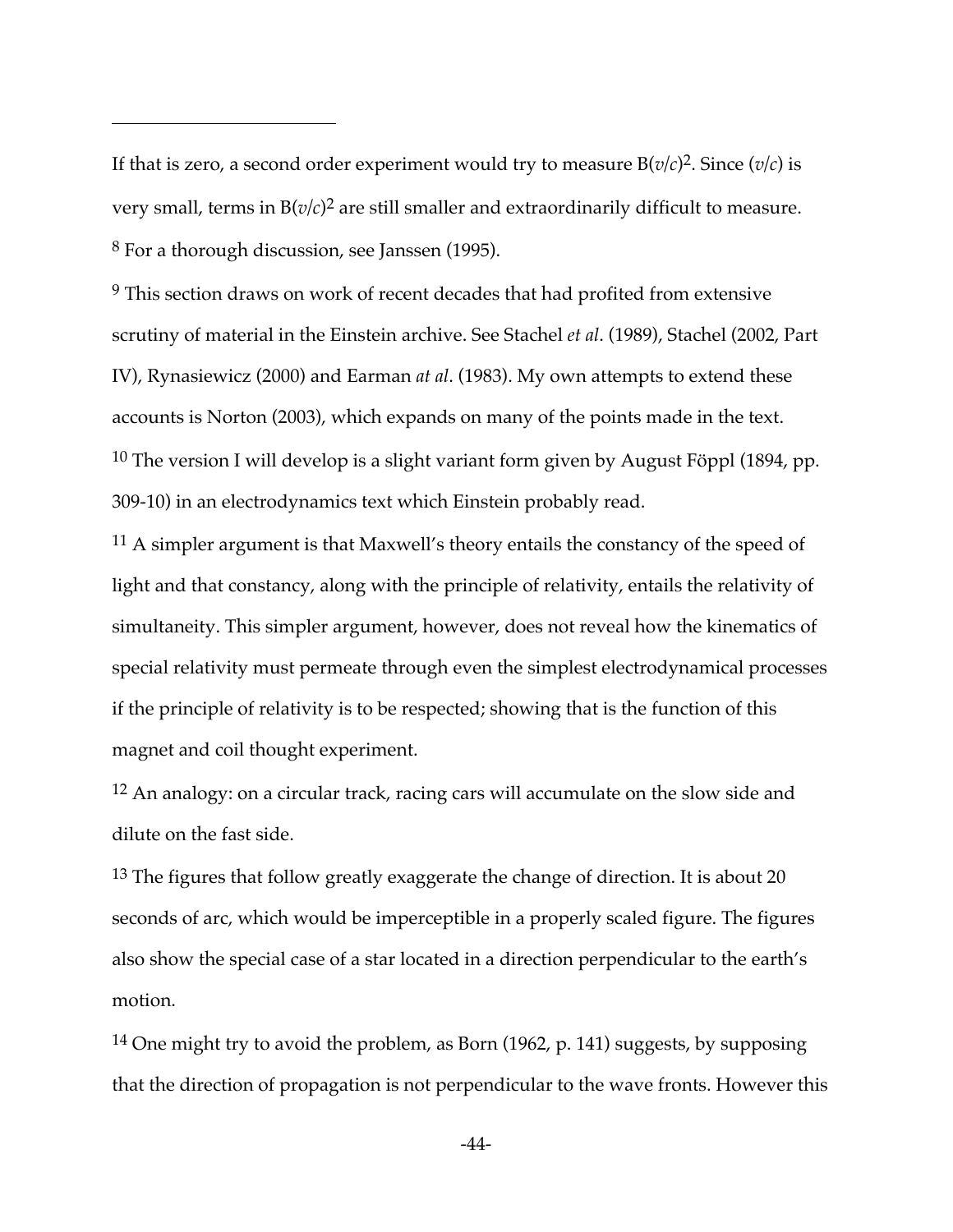If that is zero, a second order experiment would try to measure $B(v/c)^2$. Since $(v/c)$ is very small, terms in $B(v/c)^2$ are still smaller and extraordinarily difficult to measure.

[8] For a thorough discussion, see Janssen (1995).

[9] This section draws on work of recent decades that had profited from extensive scrutiny of material in the Einstein archive. See Stachel *et al*. (1989), Stachel (2002, Part IV), Rynasiewicz (2000) and Earman *at al*. (1983). My own attempts to extend these accounts is Norton (2003), which expands on many of the points made in the text.

[10] The version I will develop is a slight variant form given by August Föppl (1894, pp. 309-10) in an electrodynamics text which Einstein probably read.

[11] A simpler argument is that Maxwell's theory entails the constancy of the speed of light and that constancy, along with the principle of relativity, entails the relativity of simultaneity. This simpler argument, however, does not reveal how the kinematics of special relativity must permeate through even the simplest electrodynamical processes if the principle of relativity is to be respected; showing that is the function of this magnet and coil thought experiment.

[12] An analogy: on a circular track, racing cars will accumulate on the slow side and dilute on the fast side.

[13] The figures that follow greatly exaggerate the change of direction. It is about 20 seconds of arc, which would be imperceptible in a properly scaled figure. The figures also show the special case of a star located in a direction perpendicular to the earth's motion.

[14] One might try to avoid the problem, as Born (1962, p. 141) suggests, by supposing that the direction of propagation is not perpendicular to the wave fronts. However this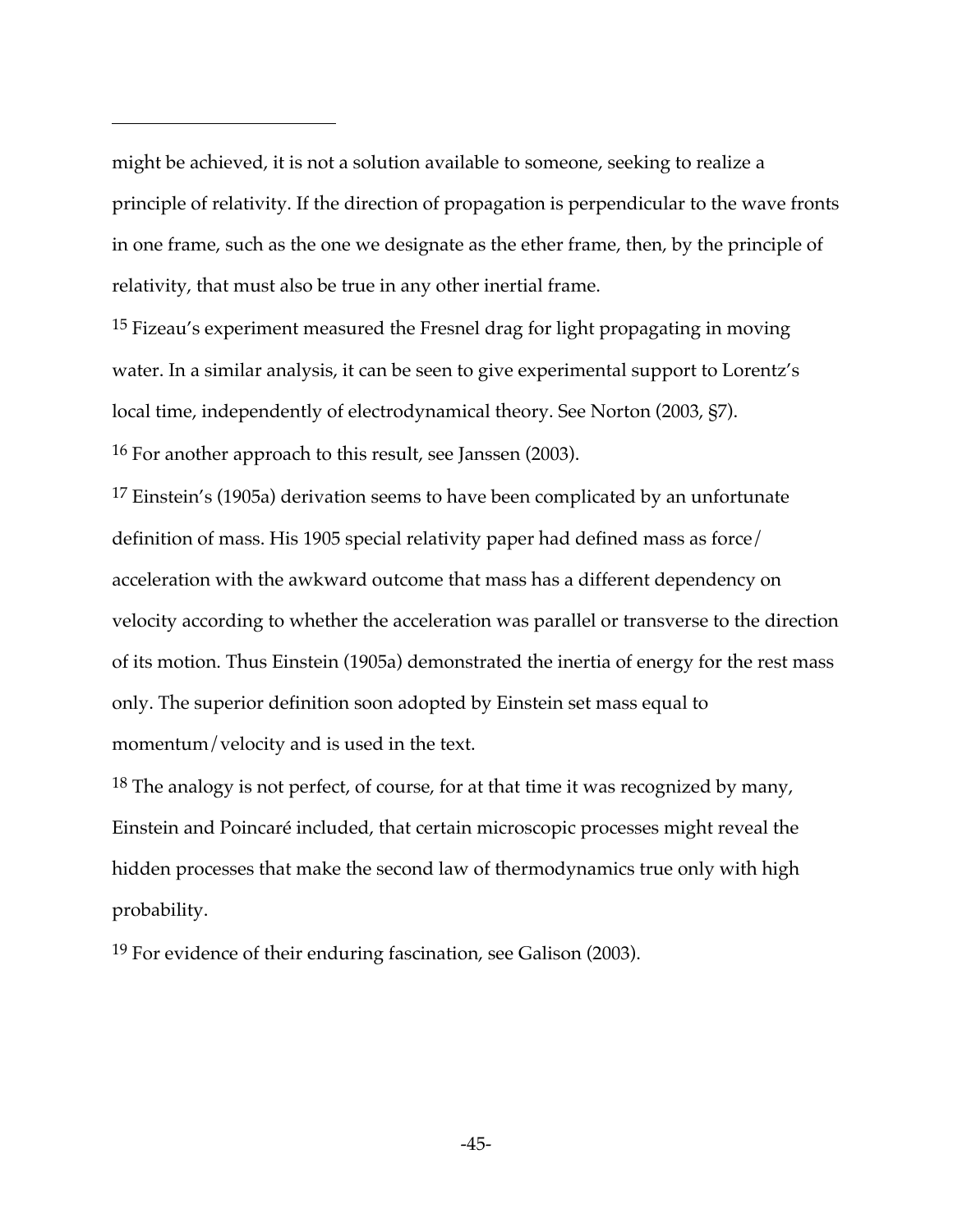might be achieved, it is not a solution available to someone, seeking to realize a principle of relativity. If the direction of propagation is perpendicular to the wave fronts in one frame, such as the one we designate as the ether frame, then, by the principle of relativity, that must also be true in any other inertial frame.

[15] Fizeau's experiment measured the Fresnel drag for light propagating in moving water. In a similar analysis, it can be seen to give experimental support to Lorentz's local time, independently of electrodynamical theory. See Norton (2003, §7).

[16] For another approach to this result, see Janssen (2003).

[17] Einstein's (1905a) derivation seems to have been complicated by an unfortunate definition of mass. His 1905 special relativity paper had defined mass as force/acceleration with the awkward outcome that mass has a different dependency on velocity according to whether the acceleration was parallel or transverse to the direction of its motion. Thus Einstein (1905a) demonstrated the inertia of energy for the rest mass only. The superior definition soon adopted by Einstein set mass equal to momentum/velocity and is used in the text.

[18] The analogy is not perfect, of course, for at that time it was recognized by many, Einstein and Poincaré included, that certain microscopic processes might reveal the hidden processes that make the second law of thermodynamics true only with high probability.

[19] For evidence of their enduring fascination, see Galison (2003).